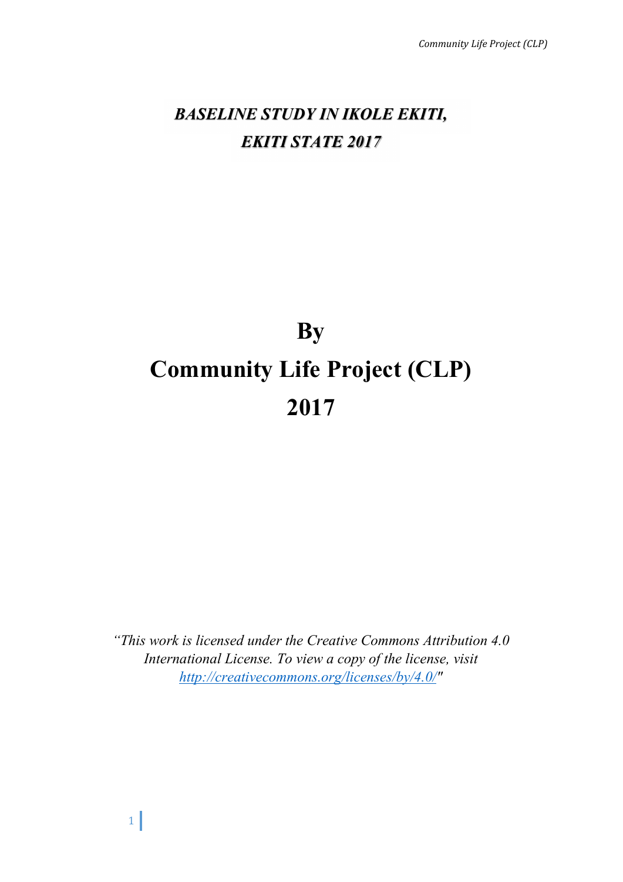# ***BASELINE STUDY IN IKOLE EKITI, EKITI STATE 2017***

# By

# Community Life Project (CLP)

# 2017

*"This work is licensed under the Creative Commons Attribution 4.0 International License. To view a copy of the license, visit [http://creativecommons.org/licenses/by/4.0/](http://creativecommons.org/licenses/by/4.0/)"*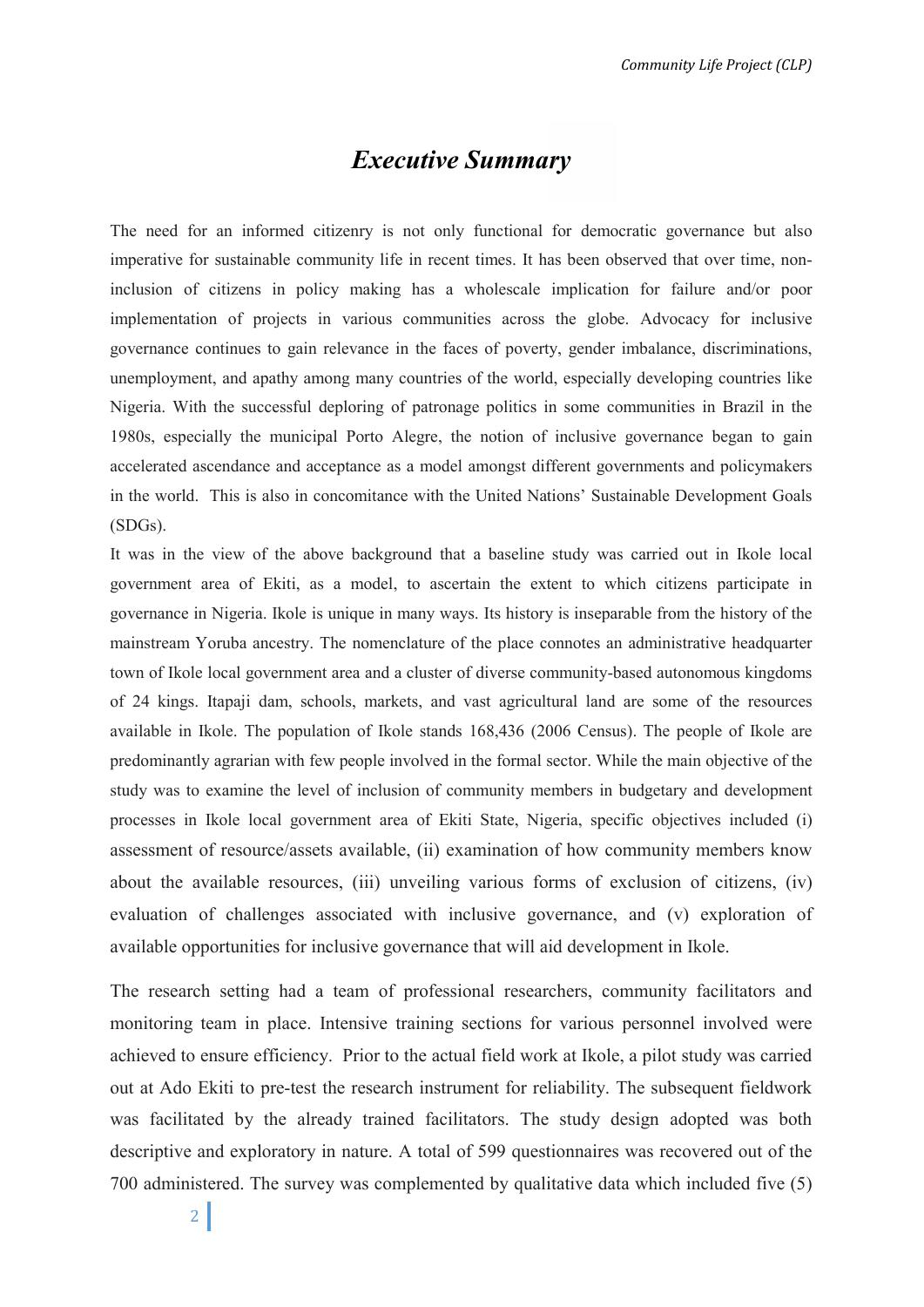# *Executive Summary*

The need for an informed citizenry is not only functional for democratic governance but also imperative for sustainable community life in recent times. It has been observed that over time, non-inclusion of citizens in policy making has a wholescale implication for failure and/or poor implementation of projects in various communities across the globe. Advocacy for inclusive governance continues to gain relevance in the faces of poverty, gender imbalance, discriminations, unemployment, and apathy among many countries of the world, especially developing countries like Nigeria. With the successful deploring of patronage politics in some communities in Brazil in the 1980s, especially the municipal Porto Alegre, the notion of inclusive governance began to gain accelerated ascendance and acceptance as a model amongst different governments and policymakers in the world. This is also in concomitance with the United Nations' Sustainable Development Goals (SDGs).

It was in the view of the above background that a baseline study was carried out in Ikole local government area of Ekiti, as a model, to ascertain the extent to which citizens participate in governance in Nigeria. Ikole is unique in many ways. Its history is inseparable from the history of the mainstream Yoruba ancestry. The nomenclature of the place connotes an administrative headquarter town of Ikole local government area and a cluster of diverse community-based autonomous kingdoms of 24 kings. Itapaji dam, schools, markets, and vast agricultural land are some of the resources available in Ikole. The population of Ikole stands 168,436 (2006 Census). The people of Ikole are predominantly agrarian with few people involved in the formal sector. While the main objective of the study was to examine the level of inclusion of community members in budgetary and development processes in Ikole local government area of Ekiti State, Nigeria, specific objectives included (i) assessment of resource/assets available, (ii) examination of how community members know about the available resources, (iii) unveiling various forms of exclusion of citizens, (iv) evaluation of challenges associated with inclusive governance, and (v) exploration of available opportunities for inclusive governance that will aid development in Ikole.

The research setting had a team of professional researchers, community facilitators and monitoring team in place. Intensive training sections for various personnel involved were achieved to ensure efficiency. Prior to the actual field work at Ikole, a pilot study was carried out at Ado Ekiti to pre-test the research instrument for reliability. The subsequent fieldwork was facilitated by the already trained facilitators. The study design adopted was both descriptive and exploratory in nature. A total of 599 questionnaires was recovered out of the 700 administered. The survey was complemented by qualitative data which included five (5)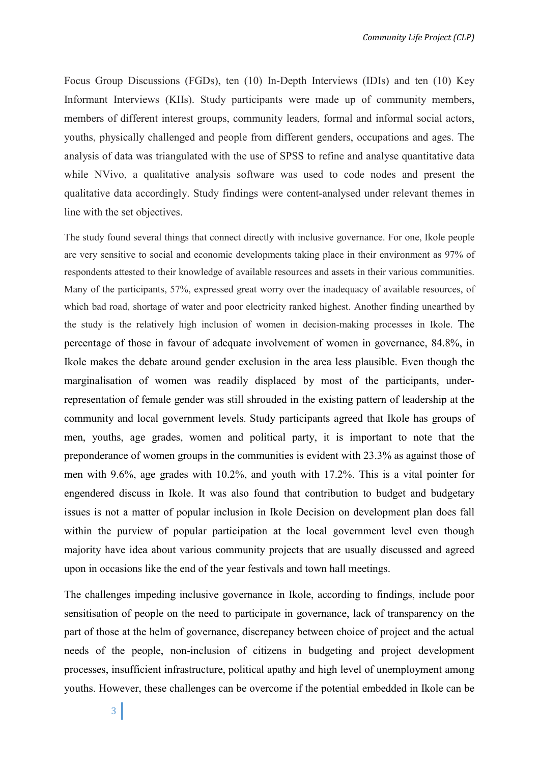Focus Group Discussions (FGDs), ten (10) In-Depth Interviews (IDIs) and ten (10) Key Informant Interviews (KIIs). Study participants were made up of community members, members of different interest groups, community leaders, formal and informal social actors, youths, physically challenged and people from different genders, occupations and ages. The analysis of data was triangulated with the use of SPSS to refine and analyse quantitative data while NVivo, a qualitative analysis software was used to code nodes and present the qualitative data accordingly. Study findings were content-analysed under relevant themes in line with the set objectives.

The study found several things that connect directly with inclusive governance. For one, Ikole people are very sensitive to social and economic developments taking place in their environment as 97% of respondents attested to their knowledge of available resources and assets in their various communities. Many of the participants, 57%, expressed great worry over the inadequacy of available resources, of which bad road, shortage of water and poor electricity ranked highest. Another finding unearthed by the study is the relatively high inclusion of women in decision-making processes in Ikole. The percentage of those in favour of adequate involvement of women in governance, 84.8%, in Ikole makes the debate around gender exclusion in the area less plausible. Even though the marginalisation of women was readily displaced by most of the participants, under-representation of female gender was still shrouded in the existing pattern of leadership at the community and local government levels. Study participants agreed that Ikole has groups of men, youths, age grades, women and political party, it is important to note that the preponderance of women groups in the communities is evident with 23.3% as against those of men with 9.6%, age grades with 10.2%, and youth with 17.2%. This is a vital pointer for engendered discuss in Ikole. It was also found that contribution to budget and budgetary issues is not a matter of popular inclusion in Ikole Decision on development plan does fall within the purview of popular participation at the local government level even though majority have idea about various community projects that are usually discussed and agreed upon in occasions like the end of the year festivals and town hall meetings.

The challenges impeding inclusive governance in Ikole, according to findings, include poor sensitisation of people on the need to participate in governance, lack of transparency on the part of those at the helm of governance, discrepancy between choice of project and the actual needs of the people, non-inclusion of citizens in budgeting and project development processes, insufficient infrastructure, political apathy and high level of unemployment among youths. However, these challenges can be overcome if the potential embedded in Ikole can be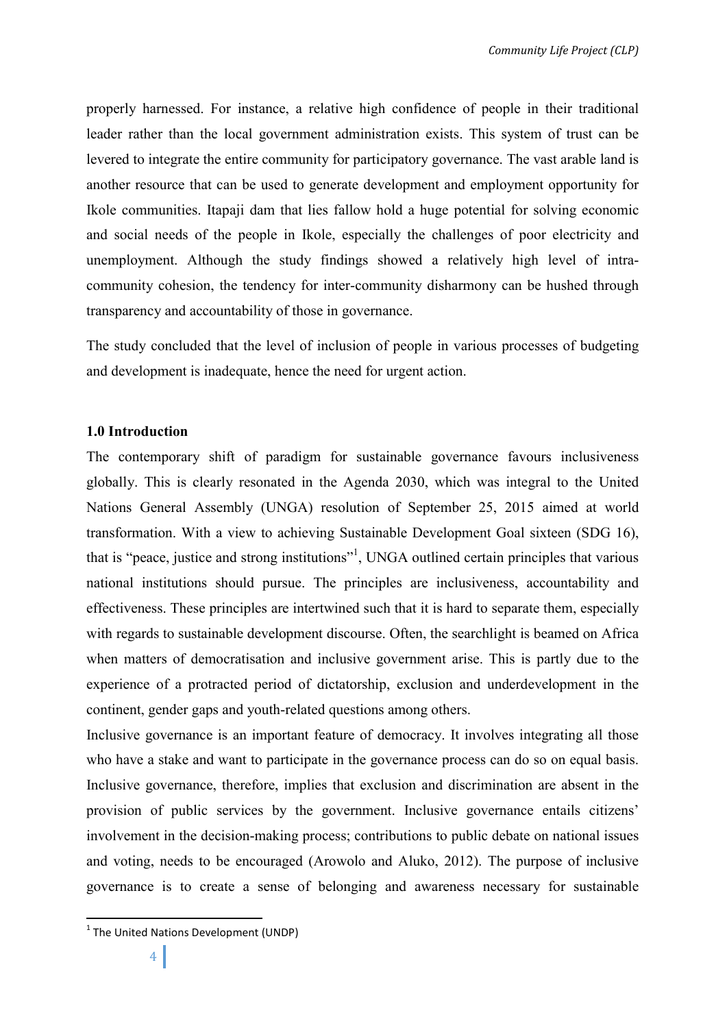properly harnessed. For instance, a relative high confidence of people in their traditional leader rather than the local government administration exists. This system of trust can be levered to integrate the entire community for participatory governance. The vast arable land is another resource that can be used to generate development and employment opportunity for Ikole communities. Itapaji dam that lies fallow hold a huge potential for solving economic and social needs of the people in Ikole, especially the challenges of poor electricity and unemployment. Although the study findings showed a relatively high level of intra-community cohesion, the tendency for inter-community disharmony can be hushed through transparency and accountability of those in governance.

The study concluded that the level of inclusion of people in various processes of budgeting and development is inadequate, hence the need for urgent action.

## 1.0 Introduction

The contemporary shift of paradigm for sustainable governance favours inclusiveness globally. This is clearly resonated in the Agenda 2030, which was integral to the United Nations General Assembly (UNGA) resolution of September 25, 2015 aimed at world transformation. With a view to achieving Sustainable Development Goal sixteen (SDG 16), that is "peace, justice and strong institutions"[1], UNGA outlined certain principles that various national institutions should pursue. The principles are inclusiveness, accountability and effectiveness. These principles are intertwined such that it is hard to separate them, especially with regards to sustainable development discourse. Often, the searchlight is beamed on Africa when matters of democratisation and inclusive government arise. This is partly due to the experience of a protracted period of dictatorship, exclusion and underdevelopment in the continent, gender gaps and youth-related questions among others.

Inclusive governance is an important feature of democracy. It involves integrating all those who have a stake and want to participate in the governance process can do so on equal basis. Inclusive governance, therefore, implies that exclusion and discrimination are absent in the provision of public services by the government. Inclusive governance entails citizens' involvement in the decision-making process; contributions to public debate on national issues and voting, needs to be encouraged (Arowolo and Aluko, 2012). The purpose of inclusive governance is to create a sense of belonging and awareness necessary for sustainable

[1] The United Nations Development (UNDP)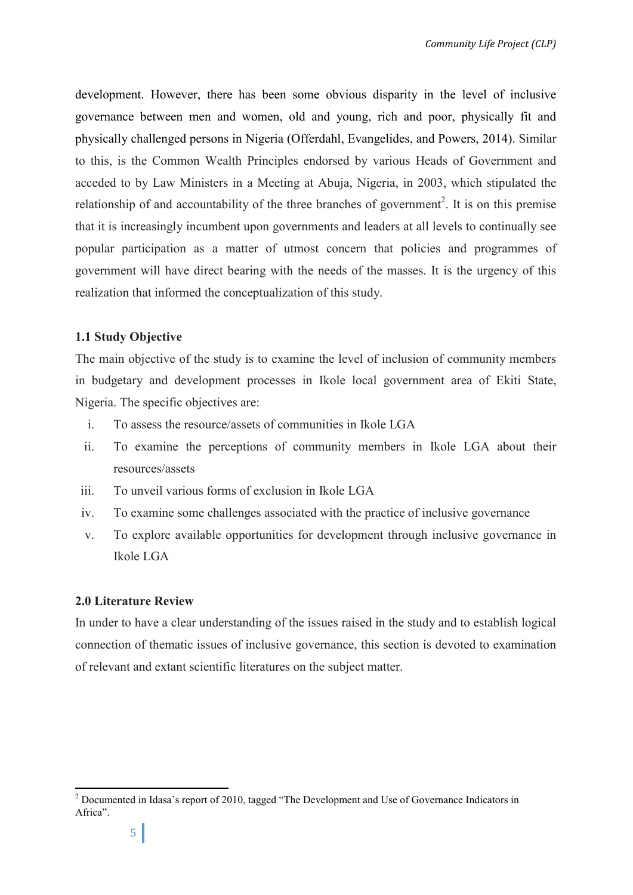development. However, there has been some obvious disparity in the level of inclusive governance between men and women, old and young, rich and poor, physically fit and physically challenged persons in Nigeria (Offerdahl, Evangelides, and Powers, 2014). Similar to this, is the Common Wealth Principles endorsed by various Heads of Government and acceded to by Law Ministers in a Meeting at Abuja, Nigeria, in 2003, which stipulated the relationship of and accountability of the three branches of government[2]. It is on this premise that it is increasingly incumbent upon governments and leaders at all levels to continually see popular participation as a matter of utmost concern that policies and programmes of government will have direct bearing with the needs of the masses. It is the urgency of this realization that informed the conceptualization of this study.

### 1.1 Study Objective

The main objective of the study is to examine the level of inclusion of community members in budgetary and development processes in Ikole local government area of Ekiti State, Nigeria. The specific objectives are:

i. To assess the resource/assets of communities in Ikole LGA
ii. To examine the perceptions of community members in Ikole LGA about their resources/assets
iii. To unveil various forms of exclusion in Ikole LGA
iv. To examine some challenges associated with the practice of inclusive governance
v. To explore available opportunities for development through inclusive governance in Ikole LGA

## 2.0 Literature Review

In under to have a clear understanding of the issues raised in the study and to establish logical connection of thematic issues of inclusive governance, this section is devoted to examination of relevant and extant scientific literatures on the subject matter.

[2] Documented in Idasa's report of 2010, tagged "The Development and Use of Governance Indicators in Africa".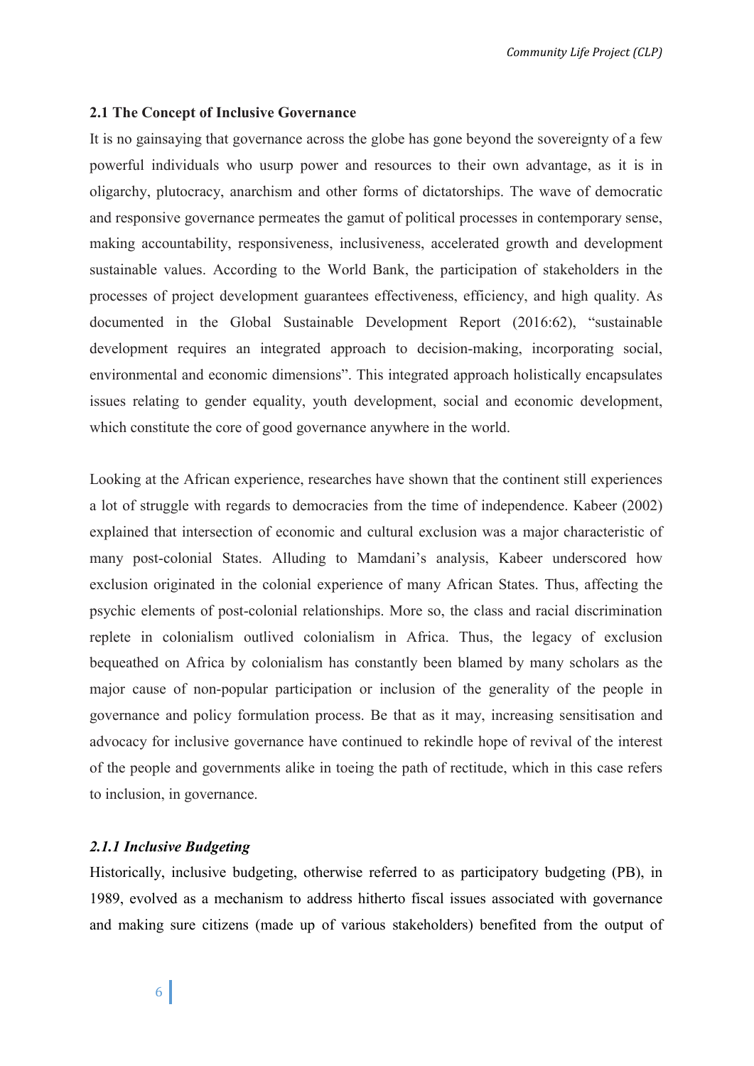## 2.1 The Concept of Inclusive Governance

It is no gainsaying that governance across the globe has gone beyond the sovereignty of a few powerful individuals who usurp power and resources to their own advantage, as it is in oligarchy, plutocracy, anarchism and other forms of dictatorships. The wave of democratic and responsive governance permeates the gamut of political processes in contemporary sense, making accountability, responsiveness, inclusiveness, accelerated growth and development sustainable values. According to the World Bank, the participation of stakeholders in the processes of project development guarantees effectiveness, efficiency, and high quality. As documented in the Global Sustainable Development Report (2016:62), "sustainable development requires an integrated approach to decision-making, incorporating social, environmental and economic dimensions". This integrated approach holistically encapsulates issues relating to gender equality, youth development, social and economic development, which constitute the core of good governance anywhere in the world.

Looking at the African experience, researches have shown that the continent still experiences a lot of struggle with regards to democracies from the time of independence. Kabeer (2002) explained that intersection of economic and cultural exclusion was a major characteristic of many post-colonial States. Alluding to Mamdani's analysis, Kabeer underscored how exclusion originated in the colonial experience of many African States. Thus, affecting the psychic elements of post-colonial relationships. More so, the class and racial discrimination replete in colonialism outlived colonialism in Africa. Thus, the legacy of exclusion bequeathed on Africa by colonialism has constantly been blamed by many scholars as the major cause of non-popular participation or inclusion of the generality of the people in governance and policy formulation process. Be that as it may, increasing sensitisation and advocacy for inclusive governance have continued to rekindle hope of revival of the interest of the people and governments alike in toeing the path of rectitude, which in this case refers to inclusion, in governance.

### *2.1.1 Inclusive Budgeting*

Historically, inclusive budgeting, otherwise referred to as participatory budgeting (PB), in 1989, evolved as a mechanism to address hitherto fiscal issues associated with governance and making sure citizens (made up of various stakeholders) benefited from the output of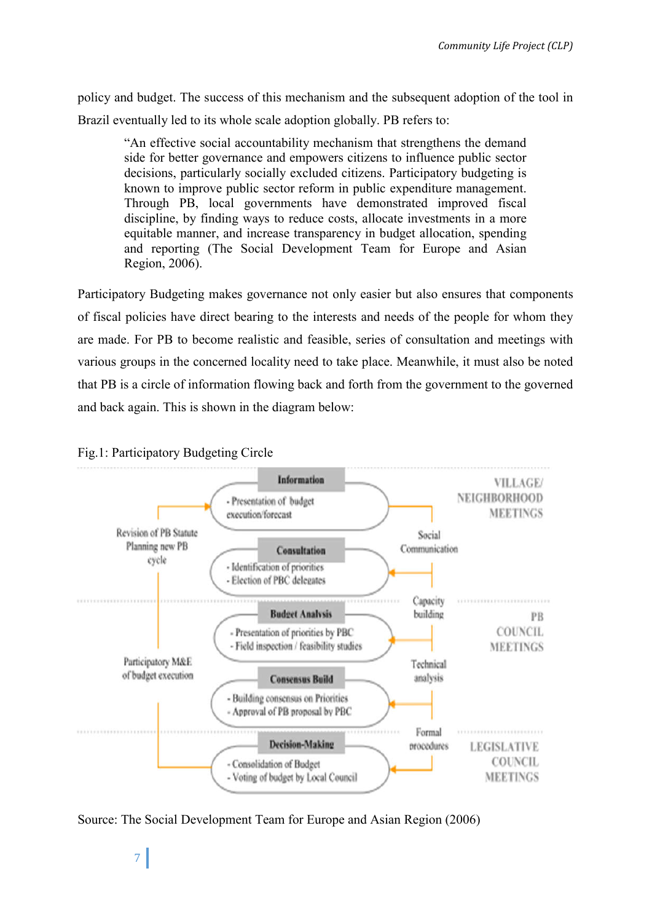policy and budget. The success of this mechanism and the subsequent adoption of the tool in Brazil eventually led to its whole scale adoption globally. PB refers to:

> "An effective social accountability mechanism that strengthens the demand side for better governance and empowers citizens to influence public sector decisions, particularly socially excluded citizens. Participatory budgeting is known to improve public sector reform in public expenditure management. Through PB, local governments have demonstrated improved fiscal discipline, by finding ways to reduce costs, allocate investments in a more equitable manner, and increase transparency in budget allocation, spending and reporting (The Social Development Team for Europe and Asian Region, 2006).

Participatory Budgeting makes governance not only easier but also ensures that components of fiscal policies have direct bearing to the interests and needs of the people for whom they are made. For PB to become realistic and feasible, series of consultation and meetings with various groups in the concerned locality need to take place. Meanwhile, it must also be noted that PB is a circle of information flowing back and forth from the government to the governed and back again. This is shown in the diagram below:

Fig.1: Participatory Budgeting Circle

**Information**
- Presentation of budget execution/forecast

**Consultation**
- Identification of priorities
- Election of PBC delegates

**Budget Analysis**
- Presentation of priorities by PBC
- Field inspection / feasibility studies

**Consensus Build**
- Building consensus on Priorities
- Approval of PB proposal by PBC

**Decision-Making**
- Consolidation of Budget
- Voting of budget by Local Council

Revision of PB Statute Planning new PB cycle

Participatory M&E of budget execution

Social Communication

Capacity building

Technical analysis

Formal procedures

VILLAGE/ NEIGHBORHOOD MEETINGS

PB COUNCIL MEETINGS

LEGISLATIVE COUNCIL MEETINGS

Source: The Social Development Team for Europe and Asian Region (2006)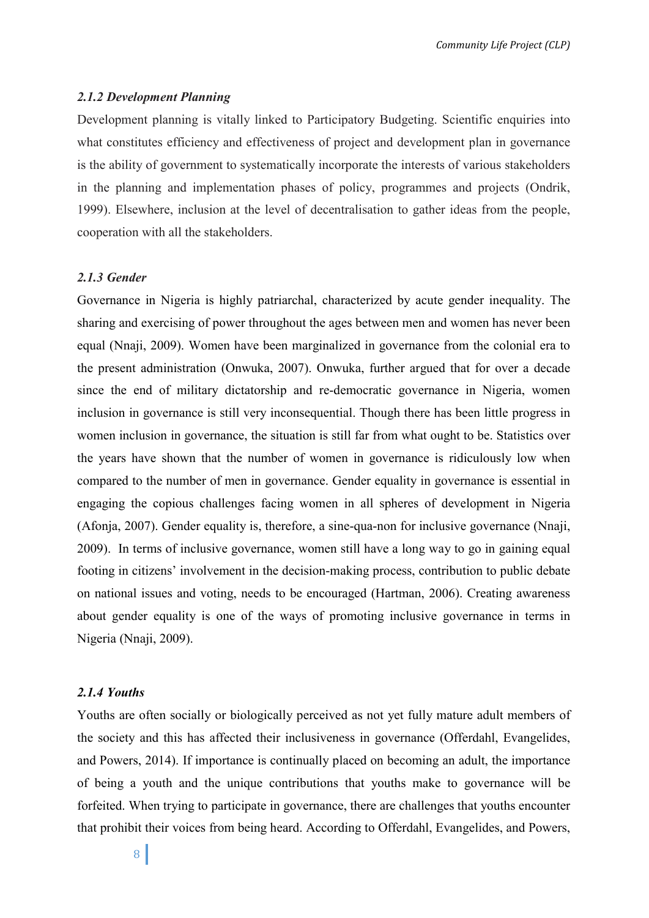#### *2.1.2 Development Planning*

Development planning is vitally linked to Participatory Budgeting. Scientific enquiries into what constitutes efficiency and effectiveness of project and development plan in governance is the ability of government to systematically incorporate the interests of various stakeholders in the planning and implementation phases of policy, programmes and projects (Ondrik, 1999). Elsewhere, inclusion at the level of decentralisation to gather ideas from the people, cooperation with all the stakeholders.

#### *2.1.3 Gender*

Governance in Nigeria is highly patriarchal, characterized by acute gender inequality. The sharing and exercising of power throughout the ages between men and women has never been equal (Nnaji, 2009). Women have been marginalized in governance from the colonial era to the present administration (Onwuka, 2007). Onwuka, further argued that for over a decade since the end of military dictatorship and re-democratic governance in Nigeria, women inclusion in governance is still very inconsequential. Though there has been little progress in women inclusion in governance, the situation is still far from what ought to be. Statistics over the years have shown that the number of women in governance is ridiculously low when compared to the number of men in governance. Gender equality in governance is essential in engaging the copious challenges facing women in all spheres of development in Nigeria (Afonja, 2007). Gender equality is, therefore, a sine-qua-non for inclusive governance (Nnaji, 2009). In terms of inclusive governance, women still have a long way to go in gaining equal footing in citizens' involvement in the decision-making process, contribution to public debate on national issues and voting, needs to be encouraged (Hartman, 2006). Creating awareness about gender equality is one of the ways of promoting inclusive governance in terms in Nigeria (Nnaji, 2009).

#### *2.1.4 Youths*

Youths are often socially or biologically perceived as not yet fully mature adult members of the society and this has affected their inclusiveness in governance (Offerdahl, Evangelides, and Powers, 2014). If importance is continually placed on becoming an adult, the importance of being a youth and the unique contributions that youths make to governance will be forfeited. When trying to participate in governance, there are challenges that youths encounter that prohibit their voices from being heard. According to Offerdahl, Evangelides, and Powers,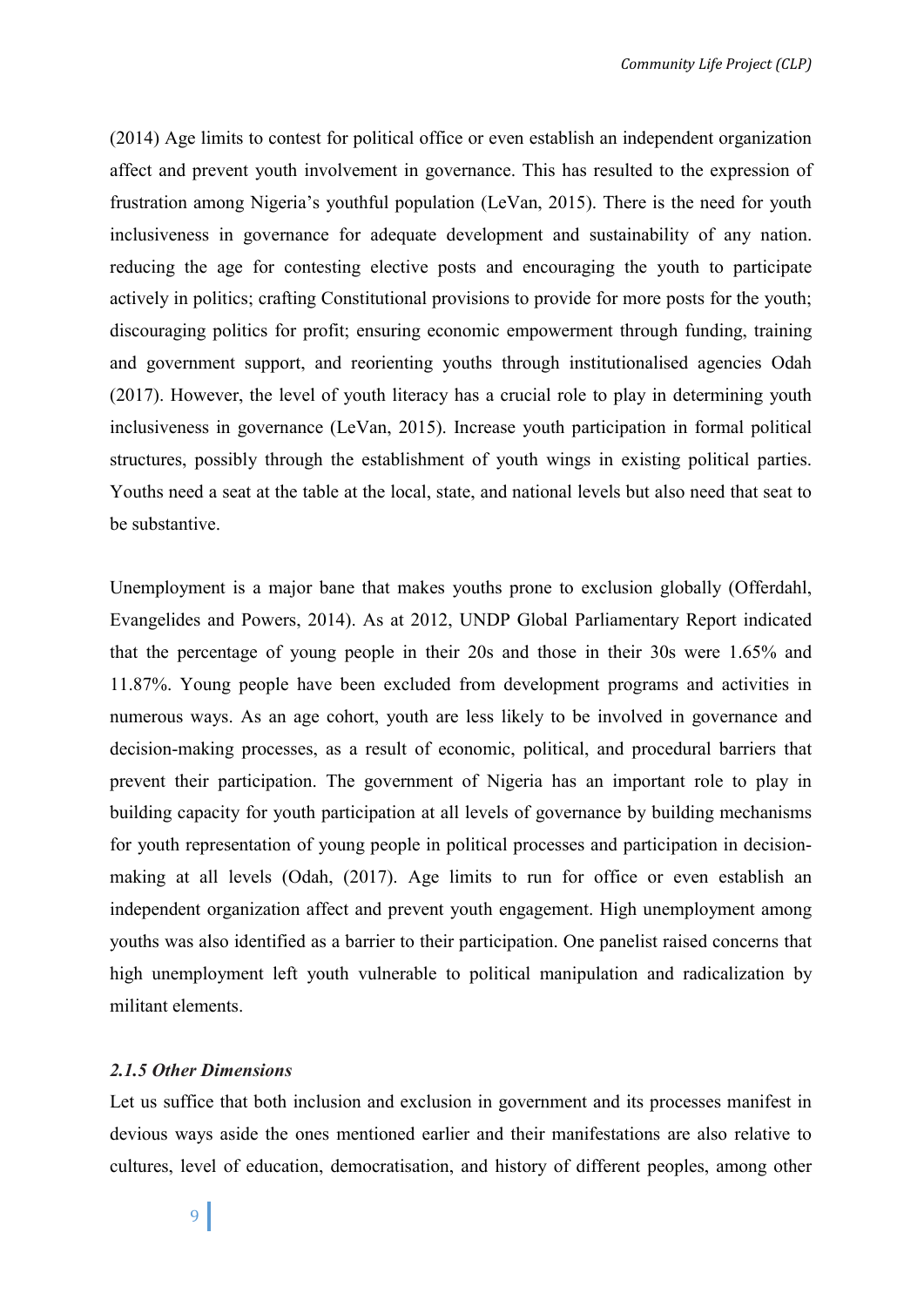(2014) Age limits to contest for political office or even establish an independent organization affect and prevent youth involvement in governance. This has resulted to the expression of frustration among Nigeria's youthful population (LeVan, 2015). There is the need for youth inclusiveness in governance for adequate development and sustainability of any nation. reducing the age for contesting elective posts and encouraging the youth to participate actively in politics; crafting Constitutional provisions to provide for more posts for the youth; discouraging politics for profit; ensuring economic empowerment through funding, training and government support, and reorienting youths through institutionalised agencies Odah (2017). However, the level of youth literacy has a crucial role to play in determining youth inclusiveness in governance (LeVan, 2015). Increase youth participation in formal political structures, possibly through the establishment of youth wings in existing political parties. Youths need a seat at the table at the local, state, and national levels but also need that seat to be substantive.

Unemployment is a major bane that makes youths prone to exclusion globally (Offerdahl, Evangelides and Powers, 2014). As at 2012, UNDP Global Parliamentary Report indicated that the percentage of young people in their 20s and those in their 30s were 1.65% and 11.87%. Young people have been excluded from development programs and activities in numerous ways. As an age cohort, youth are less likely to be involved in governance and decision-making processes, as a result of economic, political, and procedural barriers that prevent their participation. The government of Nigeria has an important role to play in building capacity for youth participation at all levels of governance by building mechanisms for youth representation of young people in political processes and participation in decision-making at all levels (Odah, (2017). Age limits to run for office or even establish an independent organization affect and prevent youth engagement. High unemployment among youths was also identified as a barrier to their participation. One panelist raised concerns that high unemployment left youth vulnerable to political manipulation and radicalization by militant elements.

#### *2.1.5 Other Dimensions*

Let us suffice that both inclusion and exclusion in government and its processes manifest in devious ways aside the ones mentioned earlier and their manifestations are also relative to cultures, level of education, democratisation, and history of different peoples, among other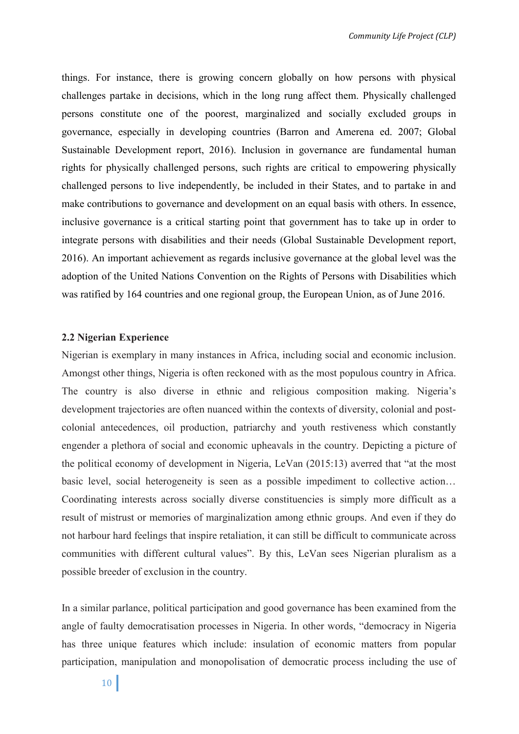things. For instance, there is growing concern globally on how persons with physical challenges partake in decisions, which in the long rung affect them. Physically challenged persons constitute one of the poorest, marginalized and socially excluded groups in governance, especially in developing countries (Barron and Amerena ed. 2007; Global Sustainable Development report, 2016). Inclusion in governance are fundamental human rights for physically challenged persons, such rights are critical to empowering physically challenged persons to live independently, be included in their States, and to partake in and make contributions to governance and development on an equal basis with others. In essence, inclusive governance is a critical starting point that government has to take up in order to integrate persons with disabilities and their needs (Global Sustainable Development report, 2016). An important achievement as regards inclusive governance at the global level was the adoption of the United Nations Convention on the Rights of Persons with Disabilities which was ratified by 164 countries and one regional group, the European Union, as of June 2016.

### 2.2 Nigerian Experience

Nigerian is exemplary in many instances in Africa, including social and economic inclusion. Amongst other things, Nigeria is often reckoned with as the most populous country in Africa. The country is also diverse in ethnic and religious composition making. Nigeria's development trajectories are often nuanced within the contexts of diversity, colonial and post-colonial antecedences, oil production, patriarchy and youth restiveness which constantly engender a plethora of social and economic upheavals in the country. Depicting a picture of the political economy of development in Nigeria, LeVan (2015:13) averred that "at the most basic level, social heterogeneity is seen as a possible impediment to collective action… Coordinating interests across socially diverse constituencies is simply more difficult as a result of mistrust or memories of marginalization among ethnic groups. And even if they do not harbour hard feelings that inspire retaliation, it can still be difficult to communicate across communities with different cultural values". By this, LeVan sees Nigerian pluralism as a possible breeder of exclusion in the country.

In a similar parlance, political participation and good governance has been examined from the angle of faulty democratisation processes in Nigeria. In other words, "democracy in Nigeria has three unique features which include: insulation of economic matters from popular participation, manipulation and monopolisation of democratic process including the use of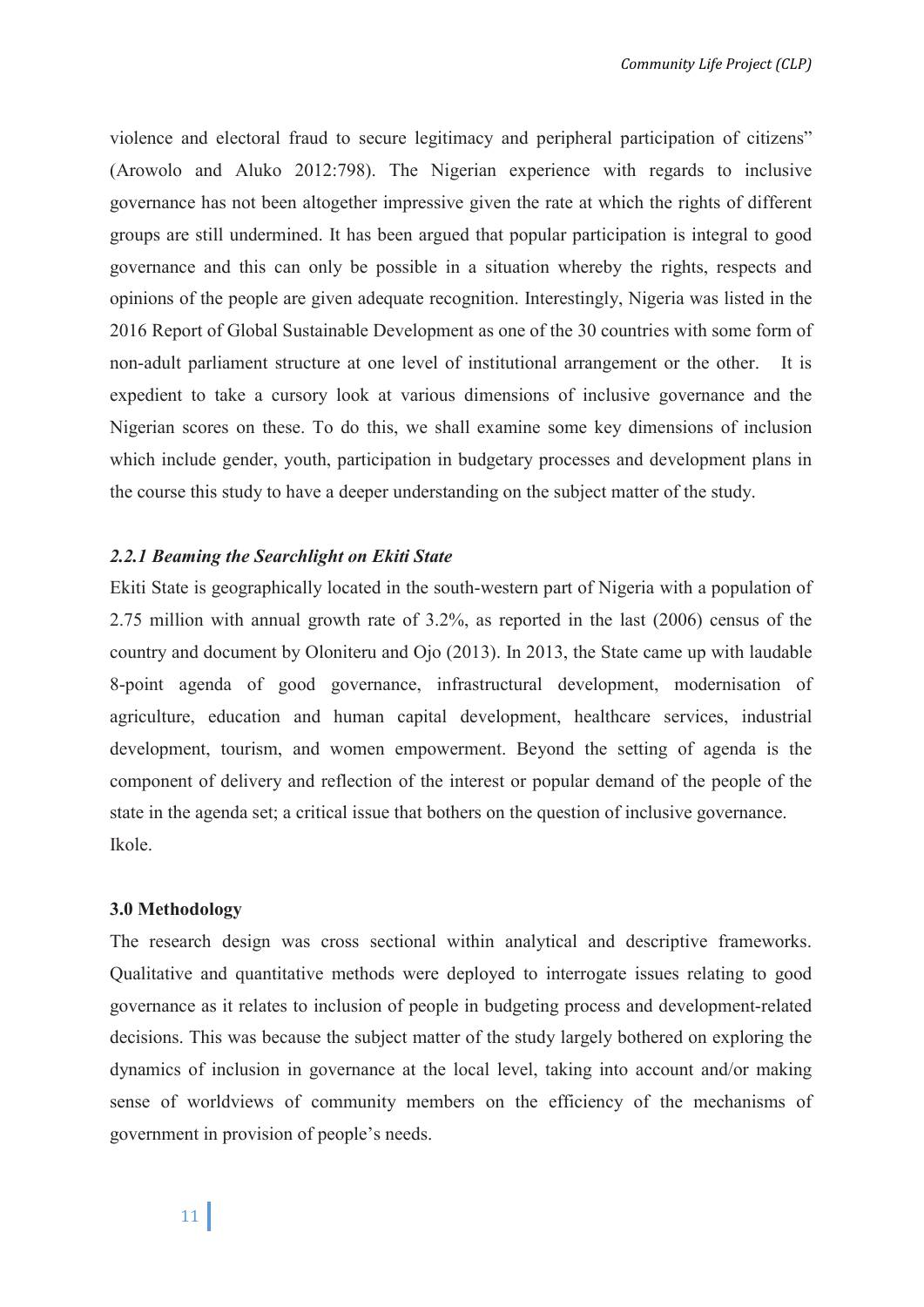violence and electoral fraud to secure legitimacy and peripheral participation of citizens" (Arowolo and Aluko 2012:798). The Nigerian experience with regards to inclusive governance has not been altogether impressive given the rate at which the rights of different groups are still undermined. It has been argued that popular participation is integral to good governance and this can only be possible in a situation whereby the rights, respects and opinions of the people are given adequate recognition. Interestingly, Nigeria was listed in the 2016 Report of Global Sustainable Development as one of the 30 countries with some form of non-adult parliament structure at one level of institutional arrangement or the other. It is expedient to take a cursory look at various dimensions of inclusive governance and the Nigerian scores on these. To do this, we shall examine some key dimensions of inclusion which include gender, youth, participation in budgetary processes and development plans in the course this study to have a deeper understanding on the subject matter of the study.

### *2.2.1 Beaming the Searchlight on Ekiti State*

Ekiti State is geographically located in the south-western part of Nigeria with a population of 2.75 million with annual growth rate of 3.2%, as reported in the last (2006) census of the country and document by Oloniteru and Ojo (2013). In 2013, the State came up with laudable 8-point agenda of good governance, infrastructural development, modernisation of agriculture, education and human capital development, healthcare services, industrial development, tourism, and women empowerment. Beyond the setting of agenda is the component of delivery and reflection of the interest or popular demand of the people of the state in the agenda set; a critical issue that bothers on the question of inclusive governance.
Ikole.

## 3.0 Methodology

The research design was cross sectional within analytical and descriptive frameworks. Qualitative and quantitative methods were deployed to interrogate issues relating to good governance as it relates to inclusion of people in budgeting process and development-related decisions. This was because the subject matter of the study largely bothered on exploring the dynamics of inclusion in governance at the local level, taking into account and/or making sense of worldviews of community members on the efficiency of the mechanisms of government in provision of people's needs.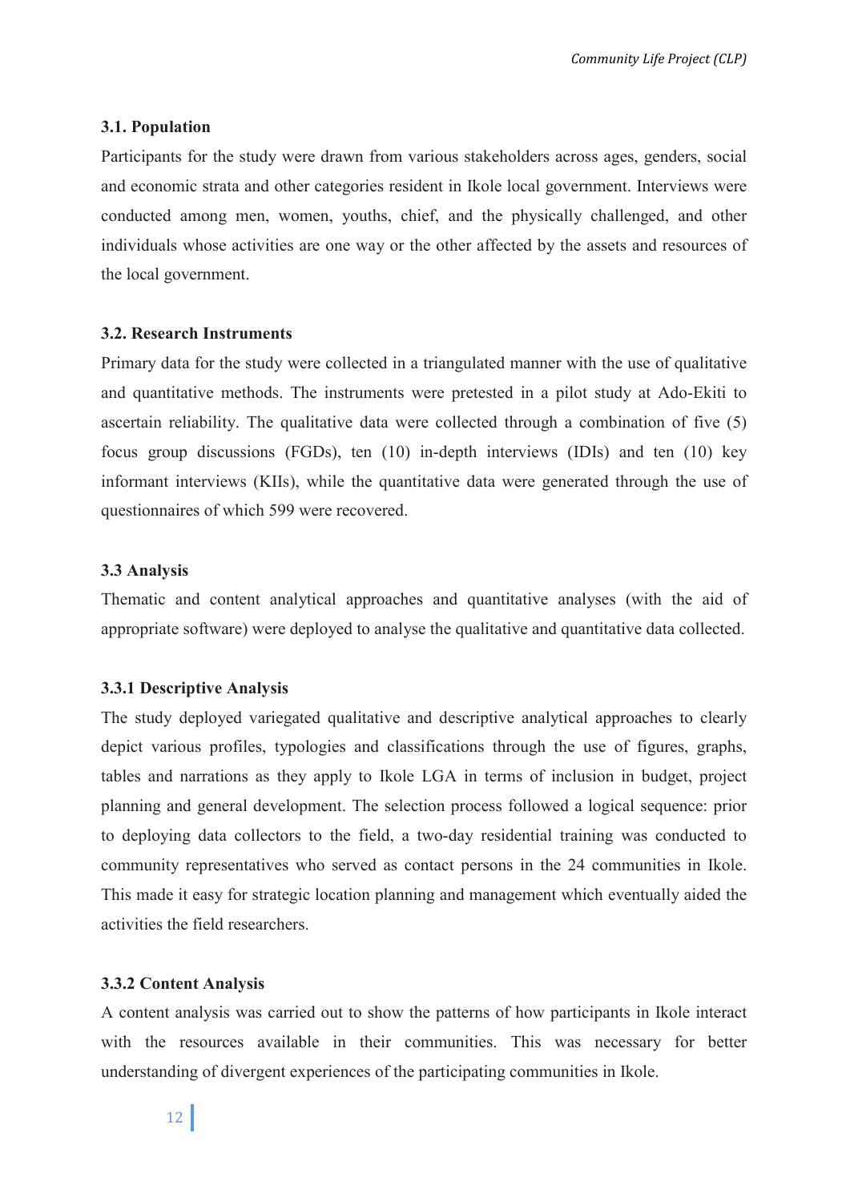### 3.1. Population

Participants for the study were drawn from various stakeholders across ages, genders, social and economic strata and other categories resident in Ikole local government. Interviews were conducted among men, women, youths, chief, and the physically challenged, and other individuals whose activities are one way or the other affected by the assets and resources of the local government.

### 3.2. Research Instruments

Primary data for the study were collected in a triangulated manner with the use of qualitative and quantitative methods. The instruments were pretested in a pilot study at Ado-Ekiti to ascertain reliability. The qualitative data were collected through a combination of five (5) focus group discussions (FGDs), ten (10) in-depth interviews (IDIs) and ten (10) key informant interviews (KIIs), while the quantitative data were generated through the use of questionnaires of which 599 were recovered.

### 3.3 Analysis

Thematic and content analytical approaches and quantitative analyses (with the aid of appropriate software) were deployed to analyse the qualitative and quantitative data collected.

#### 3.3.1 Descriptive Analysis

The study deployed variegated qualitative and descriptive analytical approaches to clearly depict various profiles, typologies and classifications through the use of figures, graphs, tables and narrations as they apply to Ikole LGA in terms of inclusion in budget, project planning and general development. The selection process followed a logical sequence: prior to deploying data collectors to the field, a two-day residential training was conducted to community representatives who served as contact persons in the 24 communities in Ikole. This made it easy for strategic location planning and management which eventually aided the activities the field researchers.

#### 3.3.2 Content Analysis

A content analysis was carried out to show the patterns of how participants in Ikole interact with the resources available in their communities. This was necessary for better understanding of divergent experiences of the participating communities in Ikole.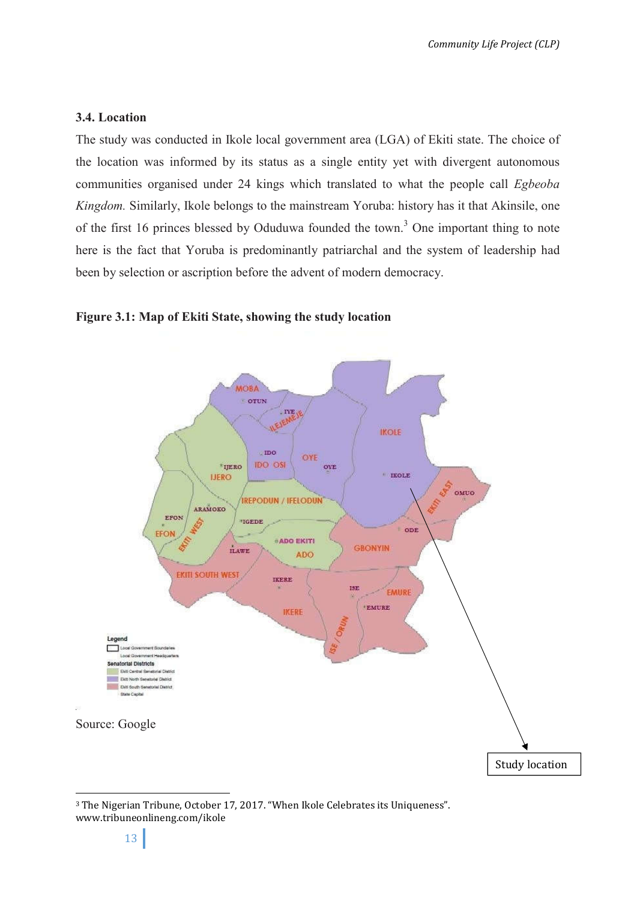### 3.4. Location

The study was conducted in Ikole local government area (LGA) of Ekiti state. The choice of the location was informed by its status as a single entity yet with divergent autonomous communities organised under 24 kings which translated to what the people call *Egbeoba Kingdom.* Similarly, Ikole belongs to the mainstream Yoruba: history has it that Akinsile, one of the first 16 princes blessed by Oduduwa founded the town.[3] One important thing to note here is the fact that Yoruba is predominantly patriarchal and the system of leadership had been by selection or ascription before the advent of modern democracy.

**Figure 3.1: Map of Ekiti State, showing the study location**

Source: Google

Study location

[3] The Nigerian Tribune, October 17, 2017. "When Ikole Celebrates its Uniqueness". www.tribuneonlineng.com/ikole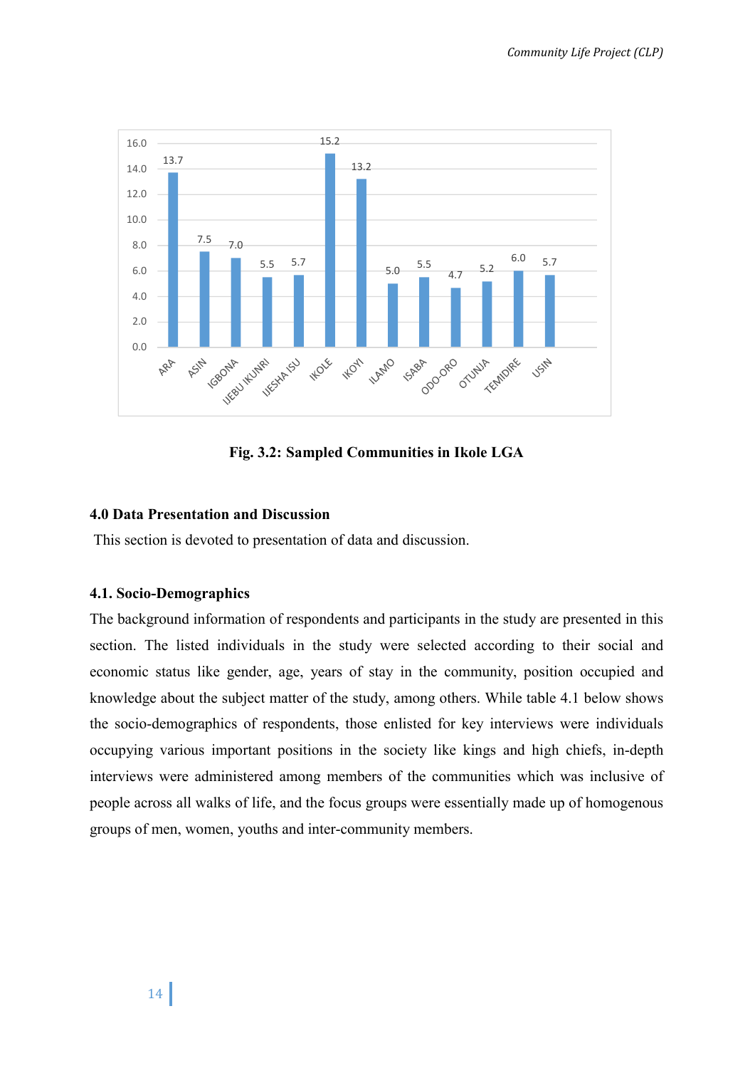Fig. 3.2: Sampled Communities in Ikole LGA

## 4.0 Data Presentation and Discussion

This section is devoted to presentation of data and discussion.

### 4.1. Socio-Demographics

The background information of respondents and participants in the study are presented in this section. The listed individuals in the study were selected according to their social and economic status like gender, age, years of stay in the community, position occupied and knowledge about the subject matter of the study, among others. While table 4.1 below shows the socio-demographics of respondents, those enlisted for key interviews were individuals occupying various important positions in the society like kings and high chiefs, in-depth interviews were administered among members of the communities which was inclusive of people across all walks of life, and the focus groups were essentially made up of homogenous groups of men, women, youths and inter-community members.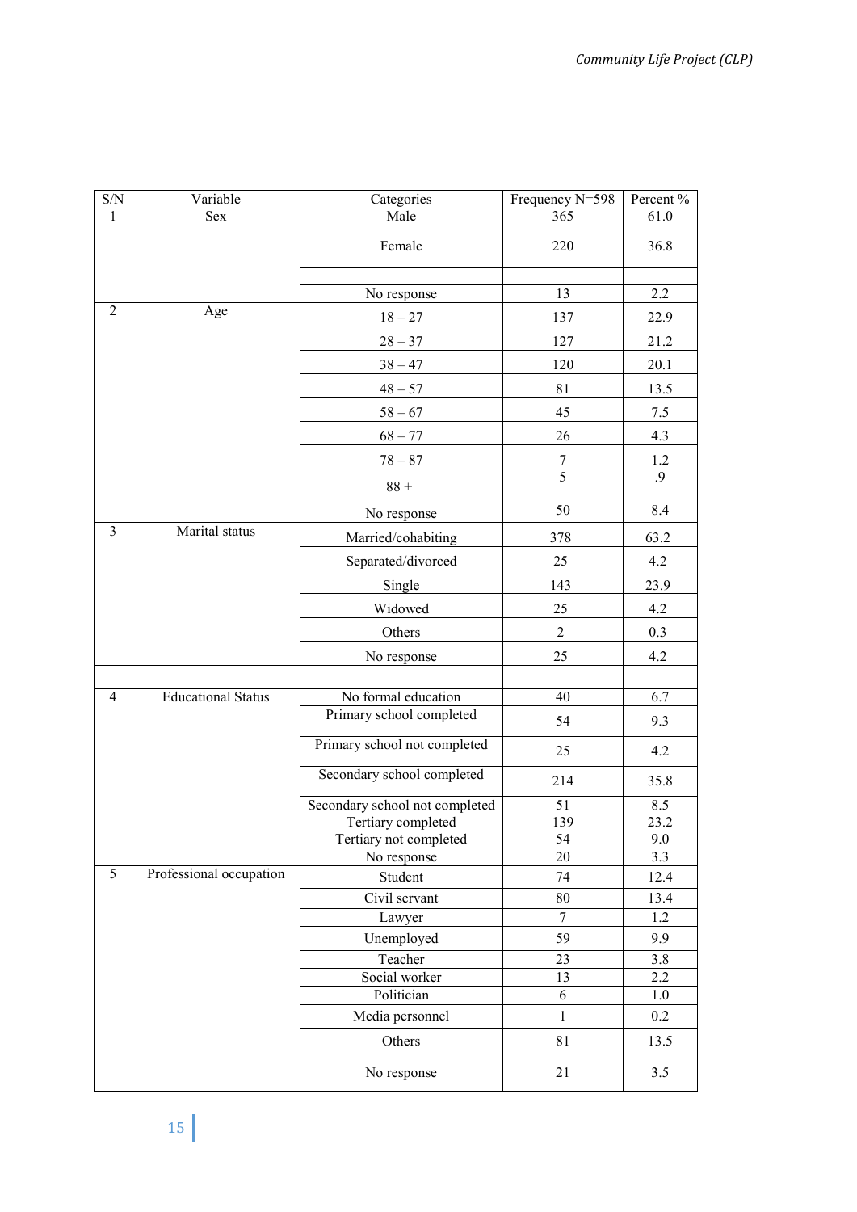| S/N | Variable | Categories | Frequency N=598 | Percent % |
|---|---|---|---|---|
| 1 | Sex | Male | 365 | 61.0 |
| | | Female | 220 | 36.8 |
| | | | | |
| | | No response | 13 | 2.2 |
| 2 | Age | 18 – 27 | 137 | 22.9 |
| | | 28 – 37 | 127 | 21.2 |
| | | 38 – 47 | 120 | 20.1 |
| | | 48 – 57 | 81 | 13.5 |
| | | 58 – 67 | 45 | 7.5 |
| | | 68 – 77 | 26 | 4.3 |
| | | 78 – 87 | 7 | 1.2 |
| | | 88 + | 5 | .9 |
| | | No response | 50 | 8.4 |
| 3 | Marital status | Married/cohabiting | 378 | 63.2 |
| | | Separated/divorced | 25 | 4.2 |
| | | Single | 143 | 23.9 |
| | | Widowed | 25 | 4.2 |
| | | Others | 2 | 0.3 |
| | | No response | 25 | 4.2 |
| | | | | |
| 4 | Educational Status | No formal education | 40 | 6.7 |
| | | Primary school completed | 54 | 9.3 |
| | | Primary school not completed | 25 | 4.2 |
| | | Secondary school completed | 214 | 35.8 |
| | | Secondary school not completed | 51 | 8.5 |
| | | Tertiary completed | 139 | 23.2 |
| | | Tertiary not completed | 54 | 9.0 |
| | | No response | 20 | 3.3 |
| 5 | Professional occupation | Student | 74 | 12.4 |
| | | Civil servant | 80 | 13.4 |
| | | Lawyer | 7 | 1.2 |
| | | Unemployed | 59 | 9.9 |
| | | Teacher | 23 | 3.8 |
| | | Social worker | 13 | 2.2 |
| | | Politician | 6 | 1.0 |
| | | Media personnel | 1 | 0.2 |
| | | Others | 81 | 13.5 |
| | | No response | 21 | 3.5 |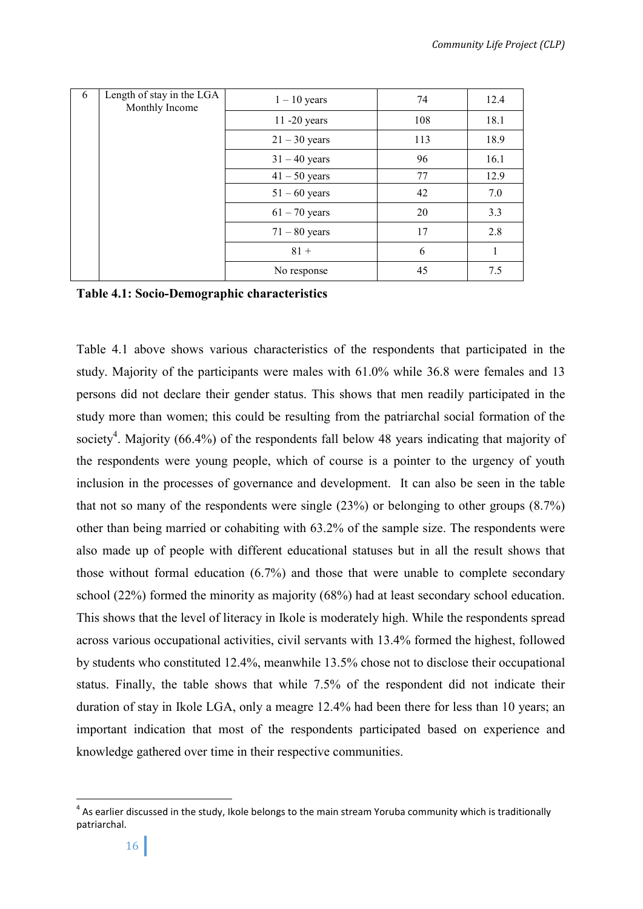| 6 | Length of stay in the LGA Monthly Income | 1 – 10 years | 74 | 12.4 |
|---|---|---|---|---|
| | | 11 -20 years | 108 | 18.1 |
| | | 21 – 30 years | 113 | 18.9 |
| | | 31 – 40 years | 96 | 16.1 |
| | | 41 – 50 years | 77 | 12.9 |
| | | 51 – 60 years | 42 | 7.0 |
| | | 61 – 70 years | 20 | 3.3 |
| | | 71 – 80 years | 17 | 2.8 |
| | | 81 + | 6 | 1 |
| | | No response | 45 | 7.5 |

**Table 4.1: Socio-Demographic characteristics**

Table 4.1 above shows various characteristics of the respondents that participated in the study. Majority of the participants were males with 61.0% while 36.8 were females and 13 persons did not declare their gender status. This shows that men readily participated in the study more than women; this could be resulting from the patriarchal social formation of the society[4]. Majority (66.4%) of the respondents fall below 48 years indicating that majority of the respondents were young people, which of course is a pointer to the urgency of youth inclusion in the processes of governance and development. It can also be seen in the table that not so many of the respondents were single (23%) or belonging to other groups (8.7%) other than being married or cohabiting with 63.2% of the sample size. The respondents were also made up of people with different educational statuses but in all the result shows that those without formal education (6.7%) and those that were unable to complete secondary school (22%) formed the minority as majority (68%) had at least secondary school education. This shows that the level of literacy in Ikole is moderately high. While the respondents spread across various occupational activities, civil servants with 13.4% formed the highest, followed by students who constituted 12.4%, meanwhile 13.5% chose not to disclose their occupational status. Finally, the table shows that while 7.5% of the respondent did not indicate their duration of stay in Ikole LGA, only a meagre 12.4% had been there for less than 10 years; an important indication that most of the respondents participated based on experience and knowledge gathered over time in their respective communities.

[4] As earlier discussed in the study, Ikole belongs to the main stream Yoruba community which is traditionally patriarchal.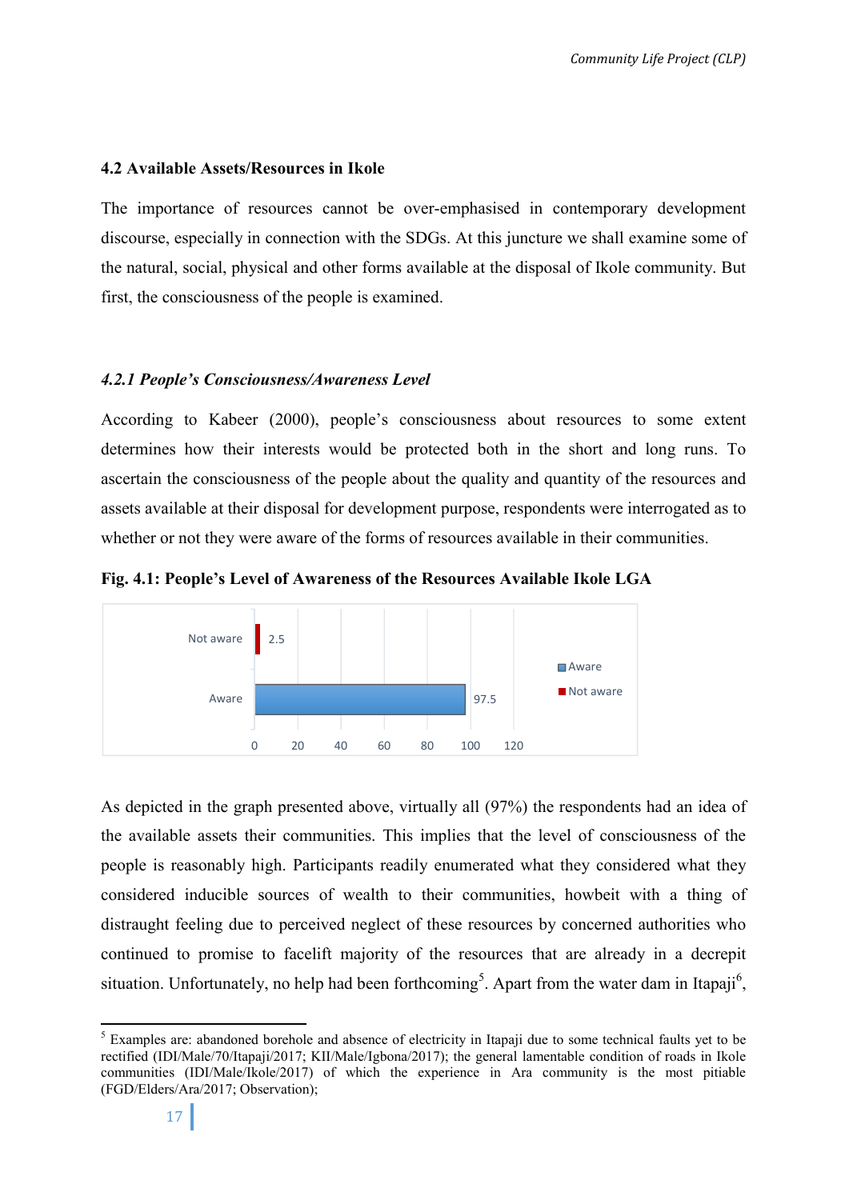### 4.2 Available Assets/Resources in Ikole

The importance of resources cannot be over-emphasised in contemporary development discourse, especially in connection with the SDGs. At this juncture we shall examine some of the natural, social, physical and other forms available at the disposal of Ikole community. But first, the consciousness of the people is examined.

#### *4.2.1 People's Consciousness/Awareness Level*

According to Kabeer (2000), people's consciousness about resources to some extent determines how their interests would be protected both in the short and long runs. To ascertain the consciousness of the people about the quality and quantity of the resources and assets available at their disposal for development purpose, respondents were interrogated as to whether or not they were aware of the forms of resources available in their communities.

**Fig. 4.1: People's Level of Awareness of the Resources Available Ikole LGA**

| | Percentage |
|---|---|
| Not aware | 2.5 |
| Aware | 97.5 |

As depicted in the graph presented above, virtually all (97%) the respondents had an idea of the available assets their communities. This implies that the level of consciousness of the people is reasonably high. Participants readily enumerated what they considered what they considered inducible sources of wealth to their communities, howbeit with a thing of distraught feeling due to perceived neglect of these resources by concerned authorities who continued to promise to facelift majority of the resources that are already in a decrepit situation. Unfortunately, no help had been forthcoming[5]. Apart from the water dam in Itapaji[6],

[5] Examples are: abandoned borehole and absence of electricity in Itapaji due to some technical faults yet to be rectified (IDI/Male/70/Itapaji/2017; KII/Male/Igbona/2017); the general lamentable condition of roads in Ikole communities (IDI/Male/Ikole/2017) of which the experience in Ara community is the most pitiable (FGD/Elders/Ara/2017; Observation);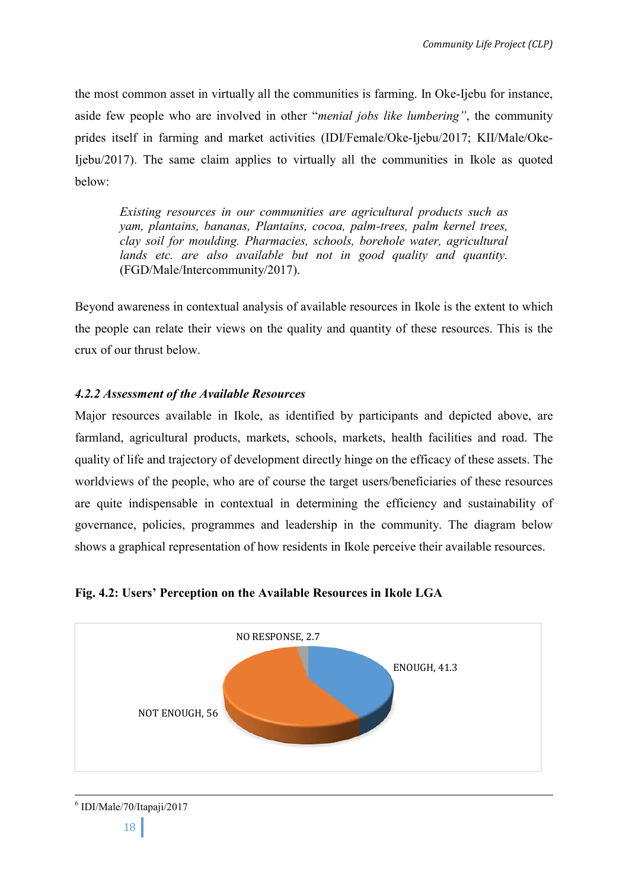the most common asset in virtually all the communities is farming. In Oke-Ijebu for instance, aside few people who are involved in other "*menial jobs like lumbering"*, the community prides itself in farming and market activities (IDI/Female/Oke-Ijebu/2017; KII/Male/Oke-Ijebu/2017). The same claim applies to virtually all the communities in Ikole as quoted below:

> *Existing resources in our communities are agricultural products such as yam, plantains, bananas, Plantains, cocoa, palm-trees, palm kernel trees, clay soil for moulding. Pharmacies, schools, borehole water, agricultural lands etc. are also available but not in good quality and quantity.* (FGD/Male/Intercommunity/2017).

Beyond awareness in contextual analysis of available resources in Ikole is the extent to which the people can relate their views on the quality and quantity of these resources. This is the crux of our thrust below.

#### *4.2.2 Assessment of the Available Resources*

Major resources available in Ikole, as identified by participants and depicted above, are farmland, agricultural products, markets, schools, markets, health facilities and road. The quality of life and trajectory of development directly hinge on the efficacy of these assets. The worldviews of the people, who are of course the target users/beneficiaries of these resources are quite indispensable in contextual in determining the efficiency and sustainability of governance, policies, programmes and leadership in the community. The diagram below shows a graphical representation of how residents in Ikole perceive their available resources.

**Fig. 4.2: Users' Perception on the Available Resources in Ikole LGA**

| Response | Percentage |
|---|---|
| ENOUGH | 41.3 |
| NOT ENOUGH | 56 |
| NO RESPONSE | 2.7 |

---

[6] IDI/Male/70/Itapaji/2017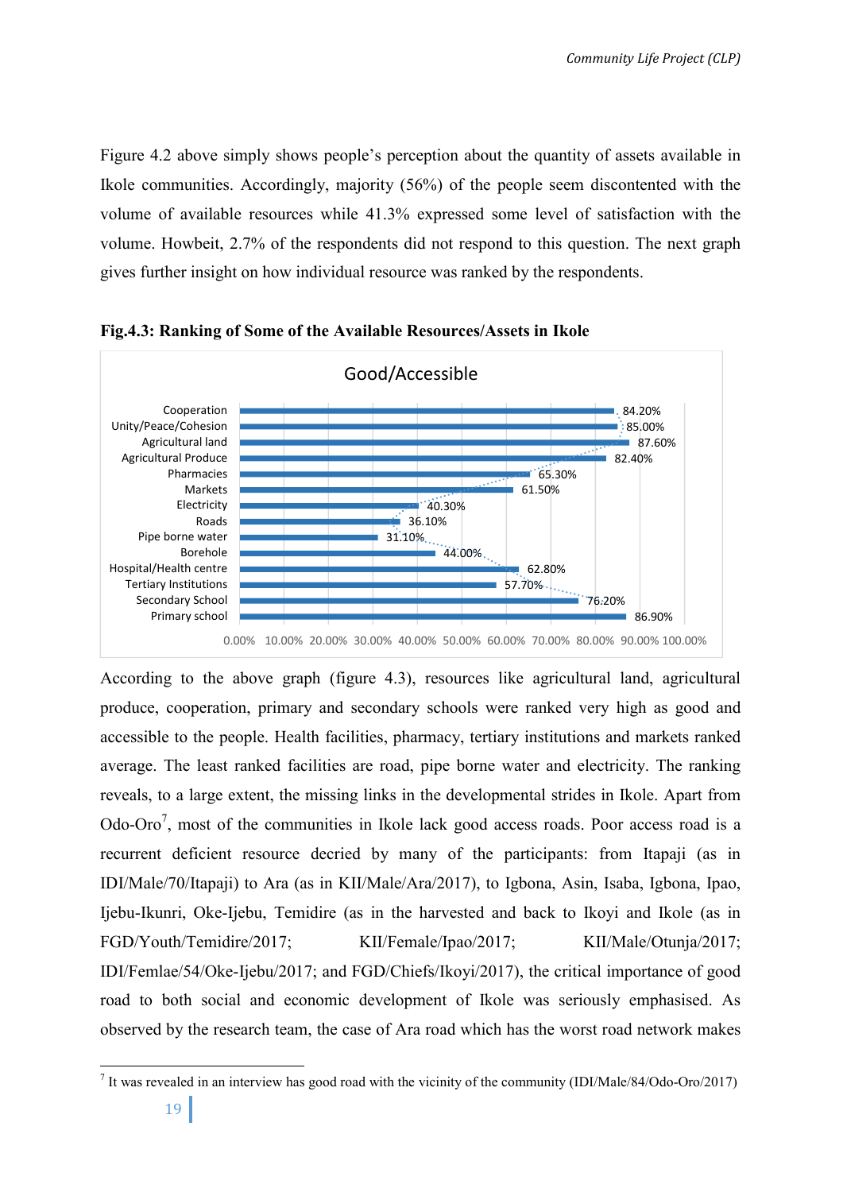Figure 4.2 above simply shows people's perception about the quantity of assets available in Ikole communities. Accordingly, majority (56%) of the people seem discontented with the volume of available resources while 41.3% expressed some level of satisfaction with the volume. Howbeit, 2.7% of the respondents did not respond to this question. The next graph gives further insight on how individual resource was ranked by the respondents.

**Fig.4.3: Ranking of Some of the Available Resources/Assets in Ikole**

Good/Accessible

| Resource/Asset | Good/Accessible |
| --- | --- |
| Cooperation | 84.20% |
| Unity/Peace/Cohesion | 85.00% |
| Agricultural land | 87.60% |
| Agricultural Produce | 82.40% |
| Pharmacies | 65.30% |
| Markets | 61.50% |
| Electricity | 40.30% |
| Roads | 36.10% |
| Pipe borne water | 31.10% |
| Borehole | 44.00% |
| Hospital/Health centre | 62.80% |
| Tertiary Institutions | 57.70% |
| Secondary School | 76.20% |
| Primary school | 86.90% |

According to the above graph (figure 4.3), resources like agricultural land, agricultural produce, cooperation, primary and secondary schools were ranked very high as good and accessible to the people. Health facilities, pharmacy, tertiary institutions and markets ranked average. The least ranked facilities are road, pipe borne water and electricity. The ranking reveals, to a large extent, the missing links in the developmental strides in Ikole. Apart from Odo-Oro[7], most of the communities in Ikole lack good access roads. Poor access road is a recurrent deficient resource decried by many of the participants: from Itapaji (as in IDI/Male/70/Itapaji) to Ara (as in KII/Male/Ara/2017), to Igbona, Asin, Isaba, Igbona, Ipao, Ijebu-Ikunri, Oke-Ijebu, Temidire (as in the harvested and back to Ikoyi and Ikole (as in FGD/Youth/Temidire/2017; KII/Female/Ipao/2017; KII/Male/Otunja/2017; IDI/Femlae/54/Oke-Ijebu/2017; and FGD/Chiefs/Ikoyi/2017), the critical importance of good road to both social and economic development of Ikole was seriously emphasised. As observed by the research team, the case of Ara road which has the worst road network makes

[7] It was revealed in an interview has good road with the vicinity of the community (IDI/Male/84/Odo-Oro/2017)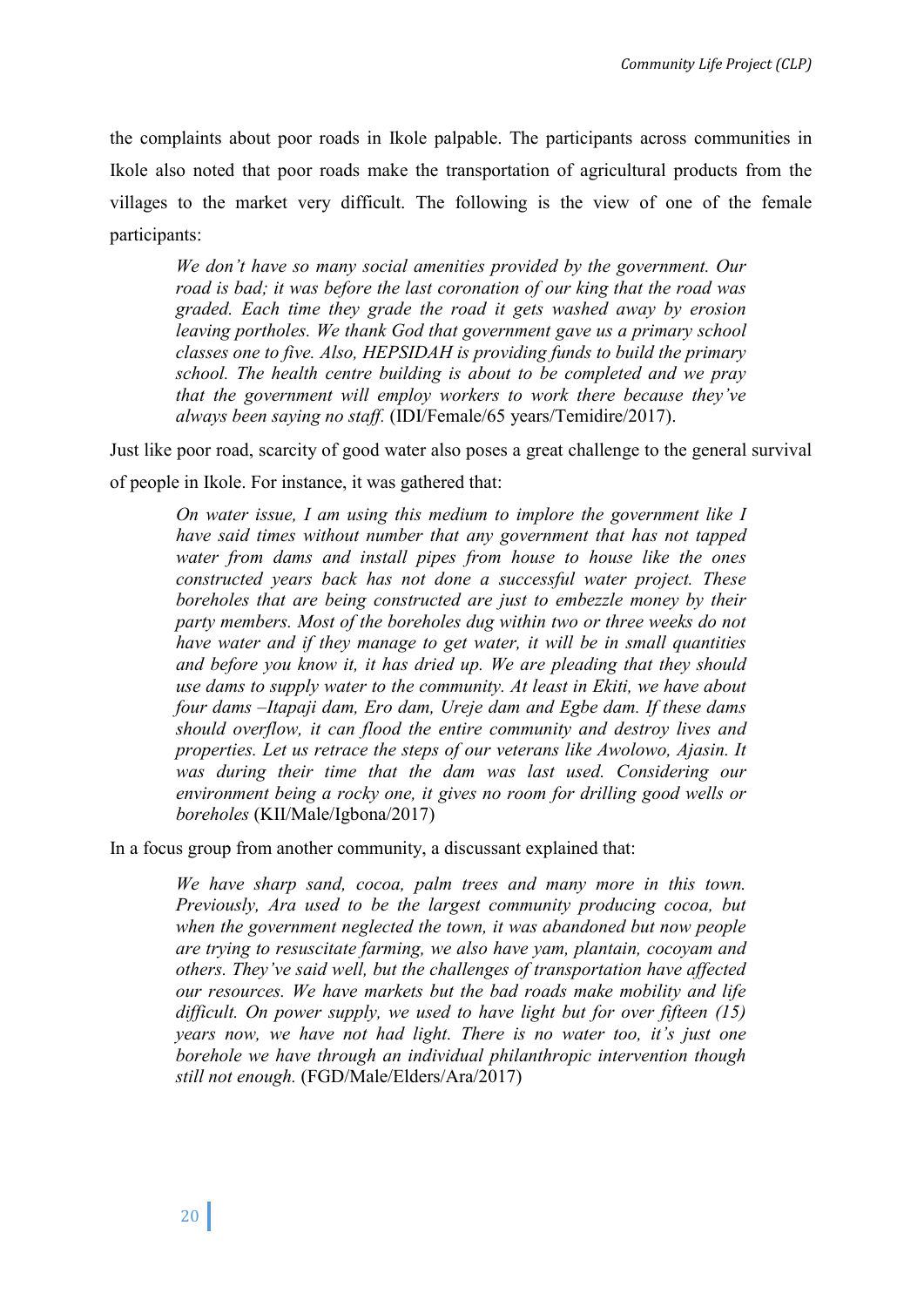the complaints about poor roads in Ikole palpable. The participants across communities in Ikole also noted that poor roads make the transportation of agricultural products from the villages to the market very difficult. The following is the view of one of the female participants:

> *We don't have so many social amenities provided by the government. Our road is bad; it was before the last coronation of our king that the road was graded. Each time they grade the road it gets washed away by erosion leaving portholes. We thank God that government gave us a primary school classes one to five. Also, HEPSIDAH is providing funds to build the primary school. The health centre building is about to be completed and we pray that the government will employ workers to work there because they've always been saying no staff.* (IDI/Female/65 years/Temidire/2017).

Just like poor road, scarcity of good water also poses a great challenge to the general survival of people in Ikole. For instance, it was gathered that:

> *On water issue, I am using this medium to implore the government like I have said times without number that any government that has not tapped water from dams and install pipes from house to house like the ones constructed years back has not done a successful water project. These boreholes that are being constructed are just to embezzle money by their party members. Most of the boreholes dug within two or three weeks do not have water and if they manage to get water, it will be in small quantities and before you know it, it has dried up. We are pleading that they should use dams to supply water to the community. At least in Ekiti, we have about four dams –Itapaji dam, Ero dam, Ureje dam and Egbe dam. If these dams should overflow, it can flood the entire community and destroy lives and properties. Let us retrace the steps of our veterans like Awolowo, Ajasin. It was during their time that the dam was last used. Considering our environment being a rocky one, it gives no room for drilling good wells or boreholes* (KII/Male/Igbona/2017)

In a focus group from another community, a discussant explained that:

> *We have sharp sand, cocoa, palm trees and many more in this town. Previously, Ara used to be the largest community producing cocoa, but when the government neglected the town, it was abandoned but now people are trying to resuscitate farming, we also have yam, plantain, cocoyam and others. They've said well, but the challenges of transportation have affected our resources. We have markets but the bad roads make mobility and life difficult. On power supply, we used to have light but for over fifteen (15) years now, we have not had light. There is no water too, it's just one borehole we have through an individual philanthropic intervention though still not enough.* (FGD/Male/Elders/Ara/2017)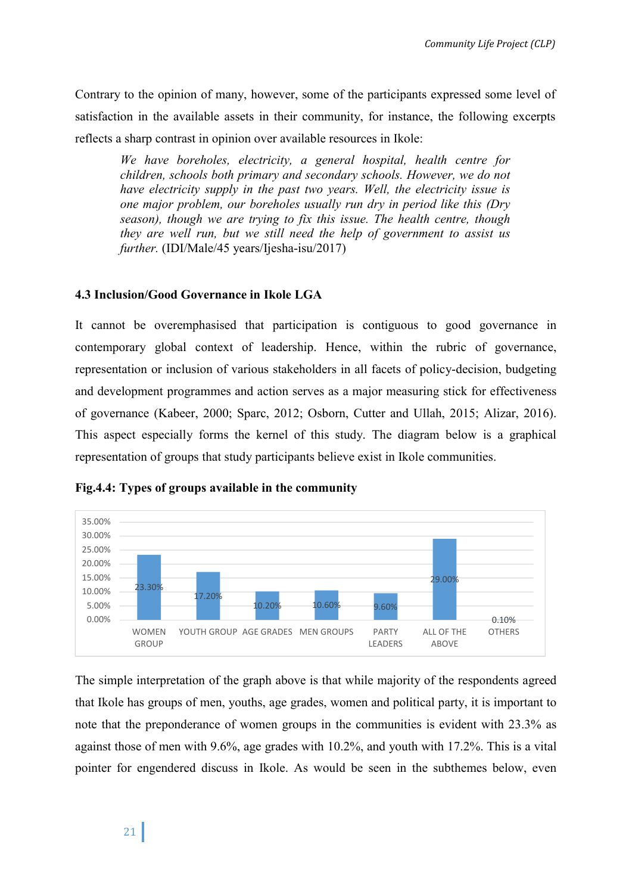Contrary to the opinion of many, however, some of the participants expressed some level of satisfaction in the available assets in their community, for instance, the following excerpts reflects a sharp contrast in opinion over available resources in Ikole:

> *We have boreholes, electricity, a general hospital, health centre for children, schools both primary and secondary schools. However, we do not have electricity supply in the past two years. Well, the electricity issue is one major problem, our boreholes usually run dry in period like this (Dry season), though we are trying to fix this issue. The health centre, though they are well run, but we still need the help of government to assist us further.* (IDI/Male/45 years/Ijesha-isu/2017)

### 4.3 Inclusion/Good Governance in Ikole LGA

It cannot be overemphasised that participation is contiguous to good governance in contemporary global context of leadership. Hence, within the rubric of governance, representation or inclusion of various stakeholders in all facets of policy-decision, budgeting and development programmes and action serves as a major measuring stick for effectiveness of governance (Kabeer, 2000; Sparc, 2012; Osborn, Cutter and Ullah, 2015; Alizar, 2016). This aspect especially forms the kernel of this study. The diagram below is a graphical representation of groups that study participants believe exist in Ikole communities.

**Fig.4.4: Types of groups available in the community**

| WOMEN GROUP | YOUTH GROUP | AGE GRADES | MEN GROUPS | PARTY LEADERS | ALL OF THE ABOVE | OTHERS |
|---|---|---|---|---|---|---|
| 23.30% | 17.20% | 10.20% | 10.60% | 9.60% | 29.00% | 0.10% |

The simple interpretation of the graph above is that while majority of the respondents agreed that Ikole has groups of men, youths, age grades, women and political party, it is important to note that the preponderance of women groups in the communities is evident with 23.3% as against those of men with 9.6%, age grades with 10.2%, and youth with 17.2%. This is a vital pointer for engendered discuss in Ikole. As would be seen in the subthemes below, even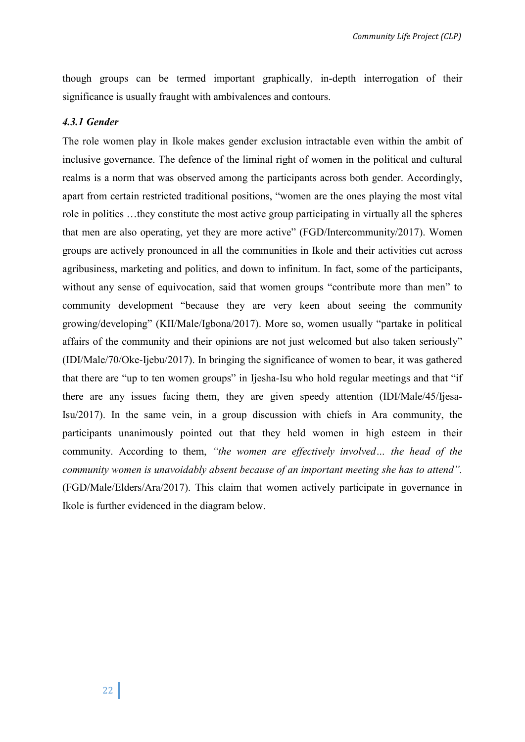though groups can be termed important graphically, in-depth interrogation of their significance is usually fraught with ambivalences and contours.

#### *4.3.1 Gender*

The role women play in Ikole makes gender exclusion intractable even within the ambit of inclusive governance. The defence of the liminal right of women in the political and cultural realms is a norm that was observed among the participants across both gender. Accordingly, apart from certain restricted traditional positions, "women are the ones playing the most vital role in politics …they constitute the most active group participating in virtually all the spheres that men are also operating, yet they are more active" (FGD/Intercommunity/2017). Women groups are actively pronounced in all the communities in Ikole and their activities cut across agribusiness, marketing and politics, and down to infinitum. In fact, some of the participants, without any sense of equivocation, said that women groups "contribute more than men" to community development "because they are very keen about seeing the community growing/developing" (KII/Male/Igbona/2017). More so, women usually "partake in political affairs of the community and their opinions are not just welcomed but also taken seriously" (IDI/Male/70/Oke-Ijebu/2017). In bringing the significance of women to bear, it was gathered that there are "up to ten women groups" in Ijesha-Isu who hold regular meetings and that "if there are any issues facing them, they are given speedy attention (IDI/Male/45/Ijesa-Isu/2017). In the same vein, in a group discussion with chiefs in Ara community, the participants unanimously pointed out that they held women in high esteem in their community. According to them, *"the women are effectively involved… the head of the community women is unavoidably absent because of an important meeting she has to attend".* (FGD/Male/Elders/Ara/2017). This claim that women actively participate in governance in Ikole is further evidenced in the diagram below.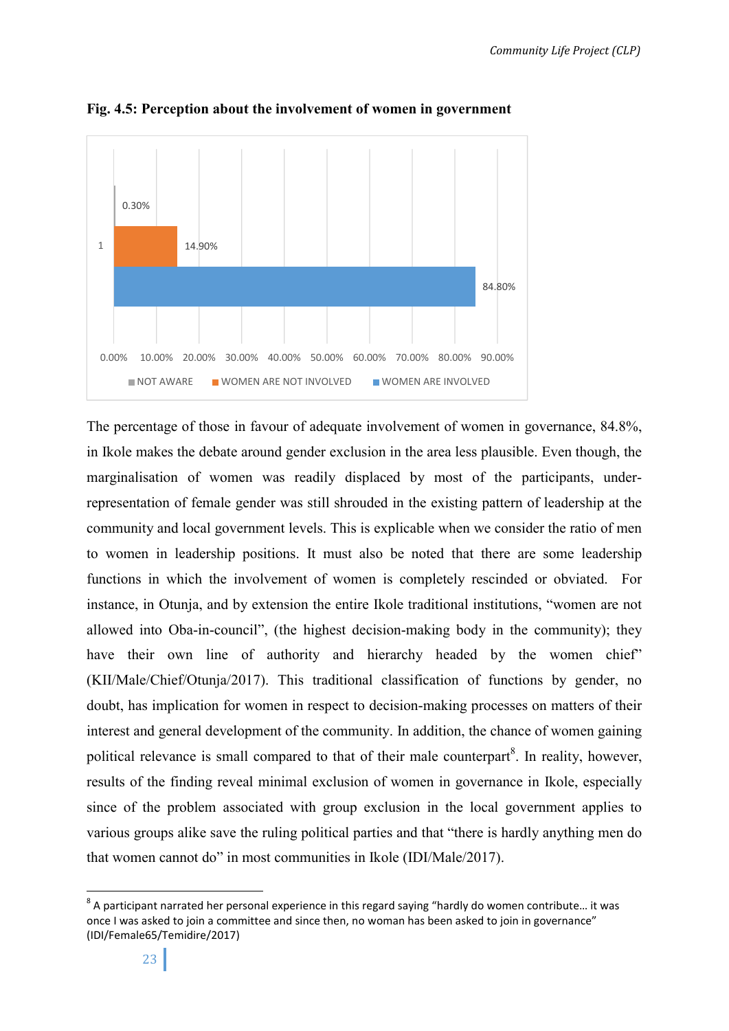**Fig. 4.5: Perception about the involvement of women in government**

The percentage of those in favour of adequate involvement of women in governance, 84.8%, in Ikole makes the debate around gender exclusion in the area less plausible. Even though, the marginalisation of women was readily displaced by most of the participants, under-representation of female gender was still shrouded in the existing pattern of leadership at the community and local government levels. This is explicable when we consider the ratio of men to women in leadership positions. It must also be noted that there are some leadership functions in which the involvement of women is completely rescinded or obviated. For instance, in Otunja, and by extension the entire Ikole traditional institutions, "women are not allowed into Oba-in-council", (the highest decision-making body in the community); they have their own line of authority and hierarchy headed by the women chief" (KII/Male/Chief/Otunja/2017). This traditional classification of functions by gender, no doubt, has implication for women in respect to decision-making processes on matters of their interest and general development of the community. In addition, the chance of women gaining political relevance is small compared to that of their male counterpart[8]. In reality, however, results of the finding reveal minimal exclusion of women in governance in Ikole, especially since of the problem associated with group exclusion in the local government applies to various groups alike save the ruling political parties and that "there is hardly anything men do that women cannot do" in most communities in Ikole (IDI/Male/2017).

[8] A participant narrated her personal experience in this regard saying "hardly do women contribute… it was once I was asked to join a committee and since then, no woman has been asked to join in governance" (IDI/Female65/Temidire/2017)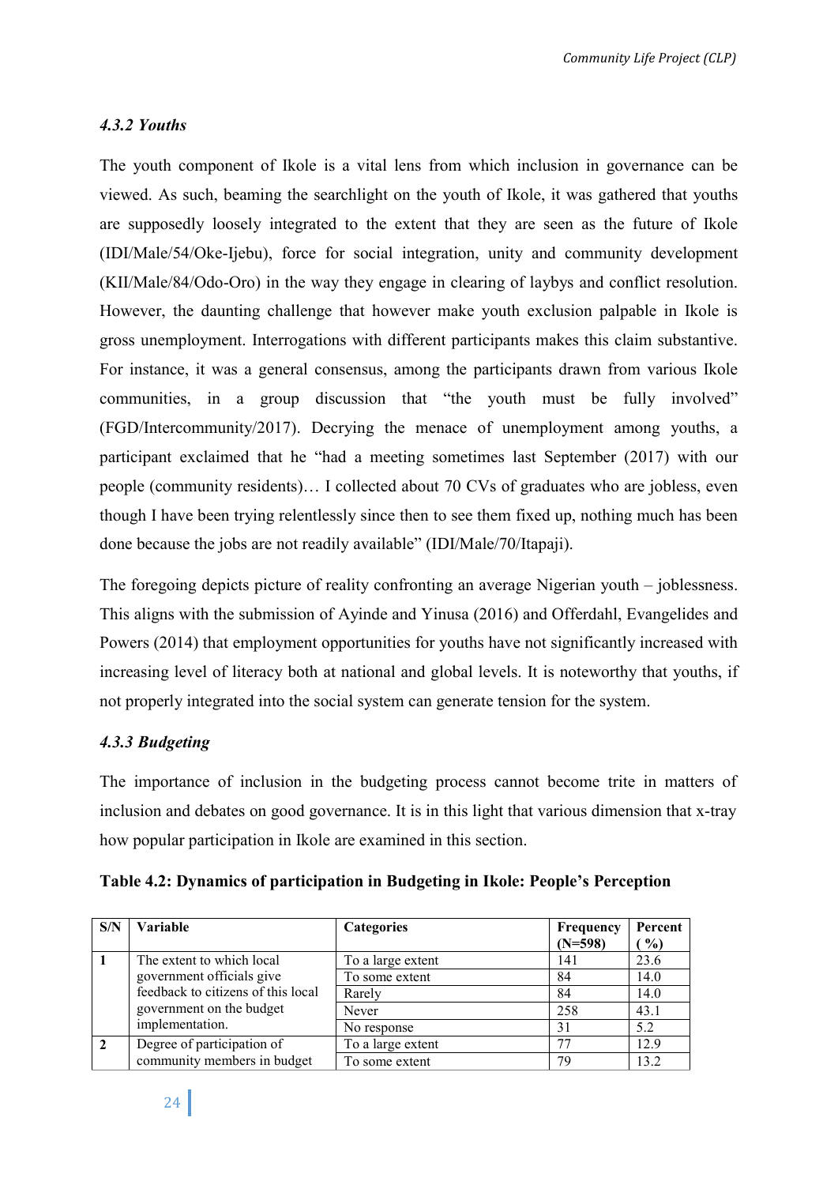#### *4.3.2 Youths*

The youth component of Ikole is a vital lens from which inclusion in governance can be viewed. As such, beaming the searchlight on the youth of Ikole, it was gathered that youths are supposedly loosely integrated to the extent that they are seen as the future of Ikole (IDI/Male/54/Oke-Ijebu), force for social integration, unity and community development (KII/Male/84/Odo-Oro) in the way they engage in clearing of laybys and conflict resolution. However, the daunting challenge that however make youth exclusion palpable in Ikole is gross unemployment. Interrogations with different participants makes this claim substantive. For instance, it was a general consensus, among the participants drawn from various Ikole communities, in a group discussion that "the youth must be fully involved" (FGD/Intercommunity/2017). Decrying the menace of unemployment among youths, a participant exclaimed that he "had a meeting sometimes last September (2017) with our people (community residents)… I collected about 70 CVs of graduates who are jobless, even though I have been trying relentlessly since then to see them fixed up, nothing much has been done because the jobs are not readily available" (IDI/Male/70/Itapaji).

The foregoing depicts picture of reality confronting an average Nigerian youth – joblessness. This aligns with the submission of Ayinde and Yinusa (2016) and Offerdahl, Evangelides and Powers (2014) that employment opportunities for youths have not significantly increased with increasing level of literacy both at national and global levels. It is noteworthy that youths, if not properly integrated into the social system can generate tension for the system.

#### *4.3.3 Budgeting*

The importance of inclusion in the budgeting process cannot become trite in matters of inclusion and debates on good governance. It is in this light that various dimension that x-tray how popular participation in Ikole are examined in this section.

**Table 4.2: Dynamics of participation in Budgeting in Ikole: People's Perception**

| S/N | Variable | Categories | Frequency (N=598) | Percent ( %) |
|---|---|---|---|---|
| 1 | The extent to which local government officials give feedback to citizens of this local government on the budget implementation. | To a large extent | 141 | 23.6 |
| | | To some extent | 84 | 14.0 |
| | | Rarely | 84 | 14.0 |
| | | Never | 258 | 43.1 |
| | | No response | 31 | 5.2 |
| 2 | Degree of participation of community members in budget | To a large extent | 77 | 12.9 |
| | | To some extent | 79 | 13.2 |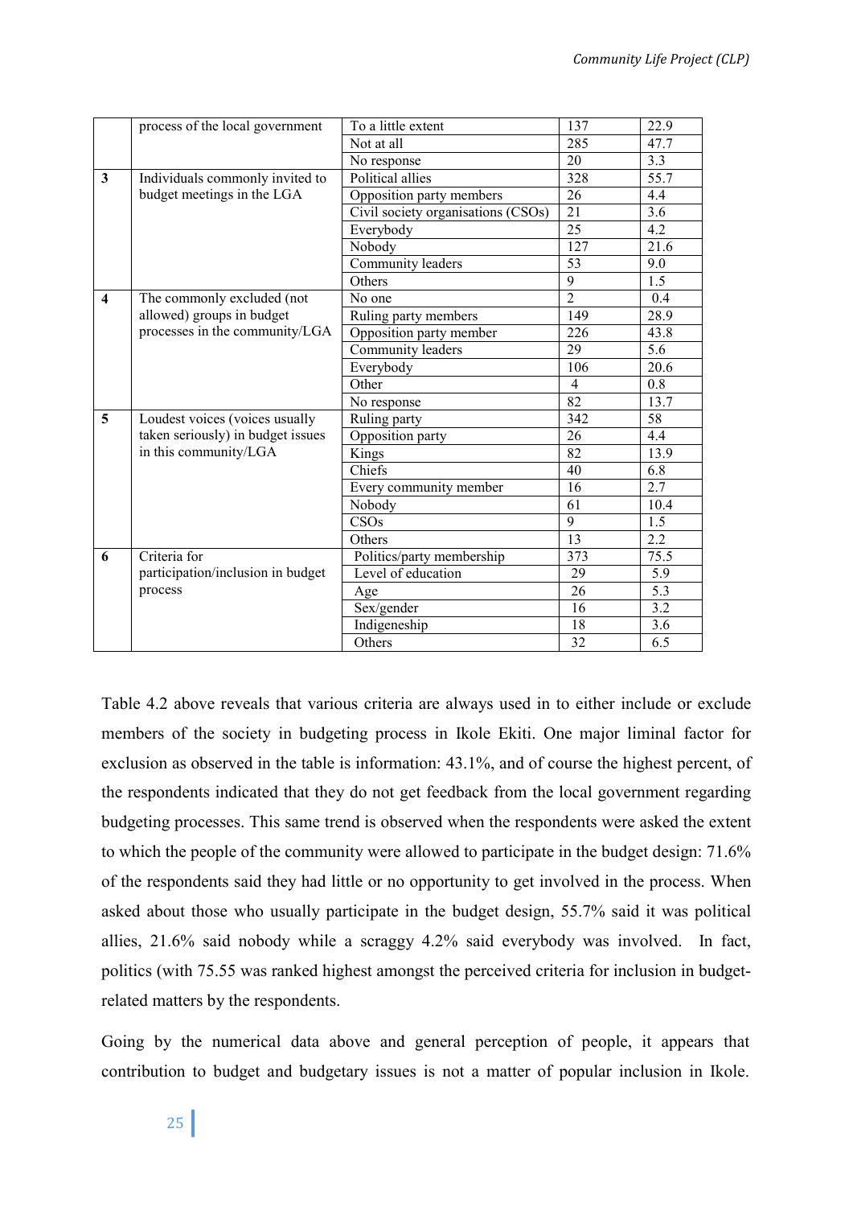|  | process of the local government | To a little extent | 137 | 22.9 |
|---|---|---|---|---|
|  |  | Not at all | 285 | 47.7 |
|  |  | No response | 20 | 3.3 |
| **3** | Individuals commonly invited to budget meetings in the LGA | Political allies | 328 | 55.7 |
|  |  | Opposition party members | 26 | 4.4 |
|  |  | Civil society organisations (CSOs) | 21 | 3.6 |
|  |  | Everybody | 25 | 4.2 |
|  |  | Nobody | 127 | 21.6 |
|  |  | Community leaders | 53 | 9.0 |
|  |  | Others | 9 | 1.5 |
| **4** | The commonly excluded (not allowed) groups in budget processes in the community/LGA | No one | 2 | 0.4 |
|  |  | Ruling party members | 149 | 28.9 |
|  |  | Opposition party member | 226 | 43.8 |
|  |  | Community leaders | 29 | 5.6 |
|  |  | Everybody | 106 | 20.6 |
|  |  | Other | 4 | 0.8 |
|  |  | No response | 82 | 13.7 |
| **5** | Loudest voices (voices usually taken seriously) in budget issues in this community/LGA | Ruling party | 342 | 58 |
|  |  | Opposition party | 26 | 4.4 |
|  |  | Kings | 82 | 13.9 |
|  |  | Chiefs | 40 | 6.8 |
|  |  | Every community member | 16 | 2.7 |
|  |  | Nobody | 61 | 10.4 |
|  |  | CSOs | 9 | 1.5 |
|  |  | Others | 13 | 2.2 |
| **6** | Criteria for participation/inclusion in budget process | Politics/party membership | 373 | 75.5 |
|  |  | Level of education | 29 | 5.9 |
|  |  | Age | 26 | 5.3 |
|  |  | Sex/gender | 16 | 3.2 |
|  |  | Indigeneship | 18 | 3.6 |
|  |  | Others | 32 | 6.5 |

Table 4.2 above reveals that various criteria are always used in to either include or exclude members of the society in budgeting process in Ikole Ekiti. One major liminal factor for exclusion as observed in the table is information: 43.1%, and of course the highest percent, of the respondents indicated that they do not get feedback from the local government regarding budgeting processes. This same trend is observed when the respondents were asked the extent to which the people of the community were allowed to participate in the budget design: 71.6% of the respondents said they had little or no opportunity to get involved in the process. When asked about those who usually participate in the budget design, 55.7% said it was political allies, 21.6% said nobody while a scraggy 4.2% said everybody was involved. In fact, politics (with 75.55 was ranked highest amongst the perceived criteria for inclusion in budget-related matters by the respondents.

Going by the numerical data above and general perception of people, it appears that contribution to budget and budgetary issues is not a matter of popular inclusion in Ikole.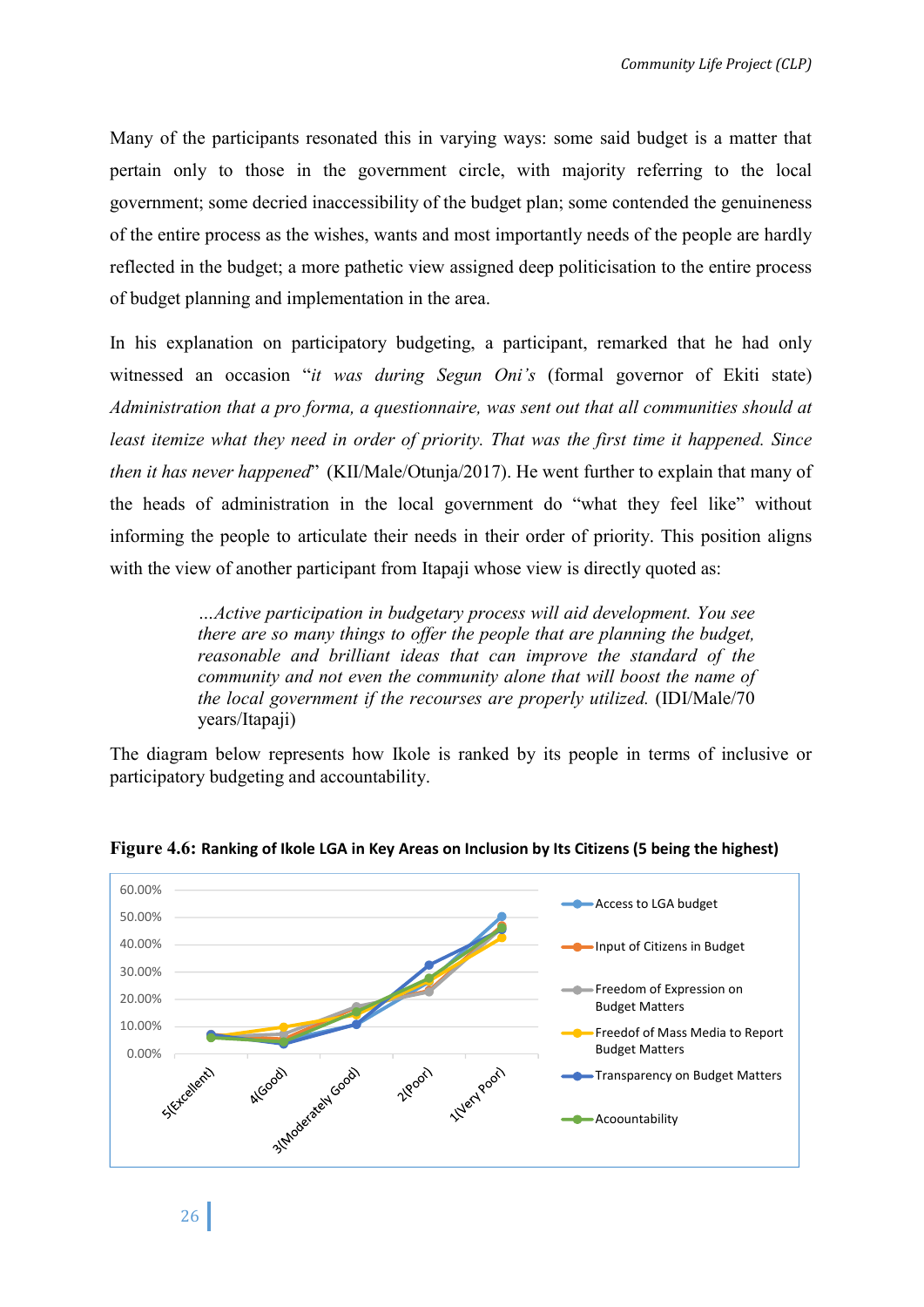Many of the participants resonated this in varying ways: some said budget is a matter that pertain only to those in the government circle, with majority referring to the local government; some decried inaccessibility of the budget plan; some contended the genuineness of the entire process as the wishes, wants and most importantly needs of the people are hardly reflected in the budget; a more pathetic view assigned deep politicisation to the entire process of budget planning and implementation in the area.

In his explanation on participatory budgeting, a participant, remarked that he had only witnessed an occasion "*it was during Segun Oni's* (formal governor of Ekiti state) *Administration that a pro forma, a questionnaire, was sent out that all communities should at least itemize what they need in order of priority. That was the first time it happened. Since then it has never happened*" (KII/Male/Otunja/2017). He went further to explain that many of the heads of administration in the local government do "what they feel like" without informing the people to articulate their needs in their order of priority. This position aligns with the view of another participant from Itapaji whose view is directly quoted as:

> *…Active participation in budgetary process will aid development. You see there are so many things to offer the people that are planning the budget, reasonable and brilliant ideas that can improve the standard of the community and not even the community alone that will boost the name of the local government if the recourses are properly utilized.* (IDI/Male/70 years/Itapaji)

The diagram below represents how Ikole is ranked by its people in terms of inclusive or participatory budgeting and accountability.

**Figure 4.6: Ranking of Ikole LGA in Key Areas on Inclusion by Its Citizens (5 being the highest)**

| | 5(Excellent) | 4(Good) | 3(Moderately Good) | 2(Poor) | 1(Very Poor) |
|---|---|---|---|---|---|
| Access to LGA budget | | | | | |
| Input of Citizens in Budget | | | | | |
| Freedom of Expression on Budget Matters | | | | | |
| Freedof of Mass Media to Report Budget Matters | | | | | |
| Transparency on Budget Matters | | | | | |
| Acoountability | | | | | |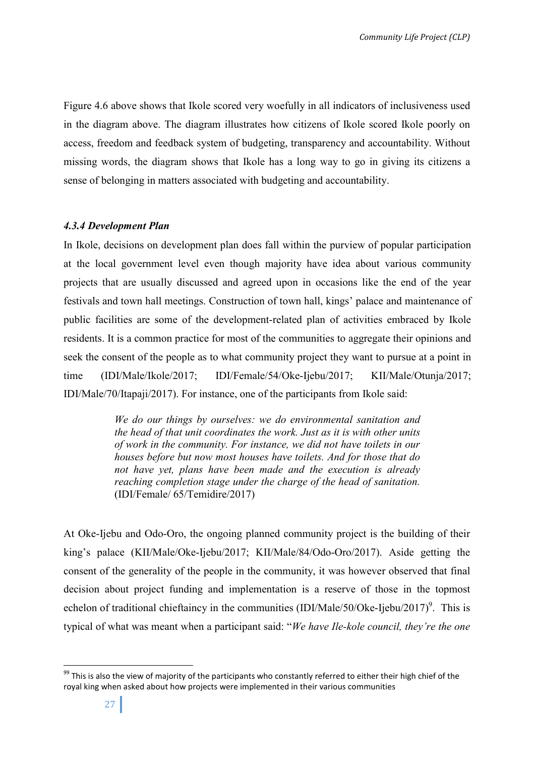Figure 4.6 above shows that Ikole scored very woefully in all indicators of inclusiveness used in the diagram above. The diagram illustrates how citizens of Ikole scored Ikole poorly on access, freedom and feedback system of budgeting, transparency and accountability. Without missing words, the diagram shows that Ikole has a long way to go in giving its citizens a sense of belonging in matters associated with budgeting and accountability.

#### *4.3.4 Development Plan*

In Ikole, decisions on development plan does fall within the purview of popular participation at the local government level even though majority have idea about various community projects that are usually discussed and agreed upon in occasions like the end of the year festivals and town hall meetings. Construction of town hall, kings' palace and maintenance of public facilities are some of the development-related plan of activities embraced by Ikole residents. It is a common practice for most of the communities to aggregate their opinions and seek the consent of the people as to what community project they want to pursue at a point in time (IDI/Male/Ikole/2017; IDI/Female/54/Oke-Ijebu/2017; KII/Male/Otunja/2017; IDI/Male/70/Itapaji/2017). For instance, one of the participants from Ikole said:

> *We do our things by ourselves: we do environmental sanitation and the head of that unit coordinates the work. Just as it is with other units of work in the community. For instance, we did not have toilets in our houses before but now most houses have toilets. And for those that do not have yet, plans have been made and the execution is already reaching completion stage under the charge of the head of sanitation.* (IDI/Female/ 65/Temidire/2017)

At Oke-Ijebu and Odo-Oro, the ongoing planned community project is the building of their king's palace (KII/Male/Oke-Ijebu/2017; KII/Male/84/Odo-Oro/2017). Aside getting the consent of the generality of the people in the community, it was however observed that final decision about project funding and implementation is a reserve of those in the topmost echelon of traditional chieftaincy in the communities (IDI/Male/50/Oke-Ijebu/2017)[9]. This is typical of what was meant when a participant said: "*We have Ile-kole council, they're the one*

---

[99] This is also the view of majority of the participants who constantly referred to either their high chief of the royal king when asked about how projects were implemented in their various communities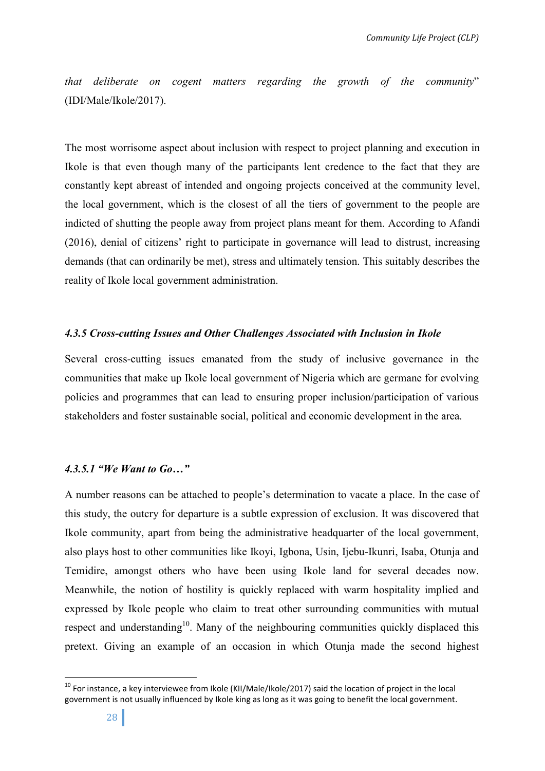*that deliberate on cogent matters regarding the growth of the community*" (IDI/Male/Ikole/2017).

The most worrisome aspect about inclusion with respect to project planning and execution in Ikole is that even though many of the participants lent credence to the fact that they are constantly kept abreast of intended and ongoing projects conceived at the community level, the local government, which is the closest of all the tiers of government to the people are indicted of shutting the people away from project plans meant for them. According to Afandi (2016), denial of citizens' right to participate in governance will lead to distrust, increasing demands (that can ordinarily be met), stress and ultimately tension. This suitably describes the reality of Ikole local government administration.

#### *4.3.5 Cross-cutting Issues and Other Challenges Associated with Inclusion in Ikole*

Several cross-cutting issues emanated from the study of inclusive governance in the communities that make up Ikole local government of Nigeria which are germane for evolving policies and programmes that can lead to ensuring proper inclusion/participation of various stakeholders and foster sustainable social, political and economic development in the area.

##### *4.3.5.1 "We Want to Go…"*

A number reasons can be attached to people's determination to vacate a place. In the case of this study, the outcry for departure is a subtle expression of exclusion. It was discovered that Ikole community, apart from being the administrative headquarter of the local government, also plays host to other communities like Ikoyi, Igbona, Usin, Ijebu-Ikunri, Isaba, Otunja and Temidire, amongst others who have been using Ikole land for several decades now. Meanwhile, the notion of hostility is quickly replaced with warm hospitality implied and expressed by Ikole people who claim to treat other surrounding communities with mutual respect and understanding[10]. Many of the neighbouring communities quickly displaced this pretext. Giving an example of an occasion in which Otunja made the second highest

[10] For instance, a key interviewee from Ikole (KII/Male/Ikole/2017) said the location of project in the local government is not usually influenced by Ikole king as long as it was going to benefit the local government.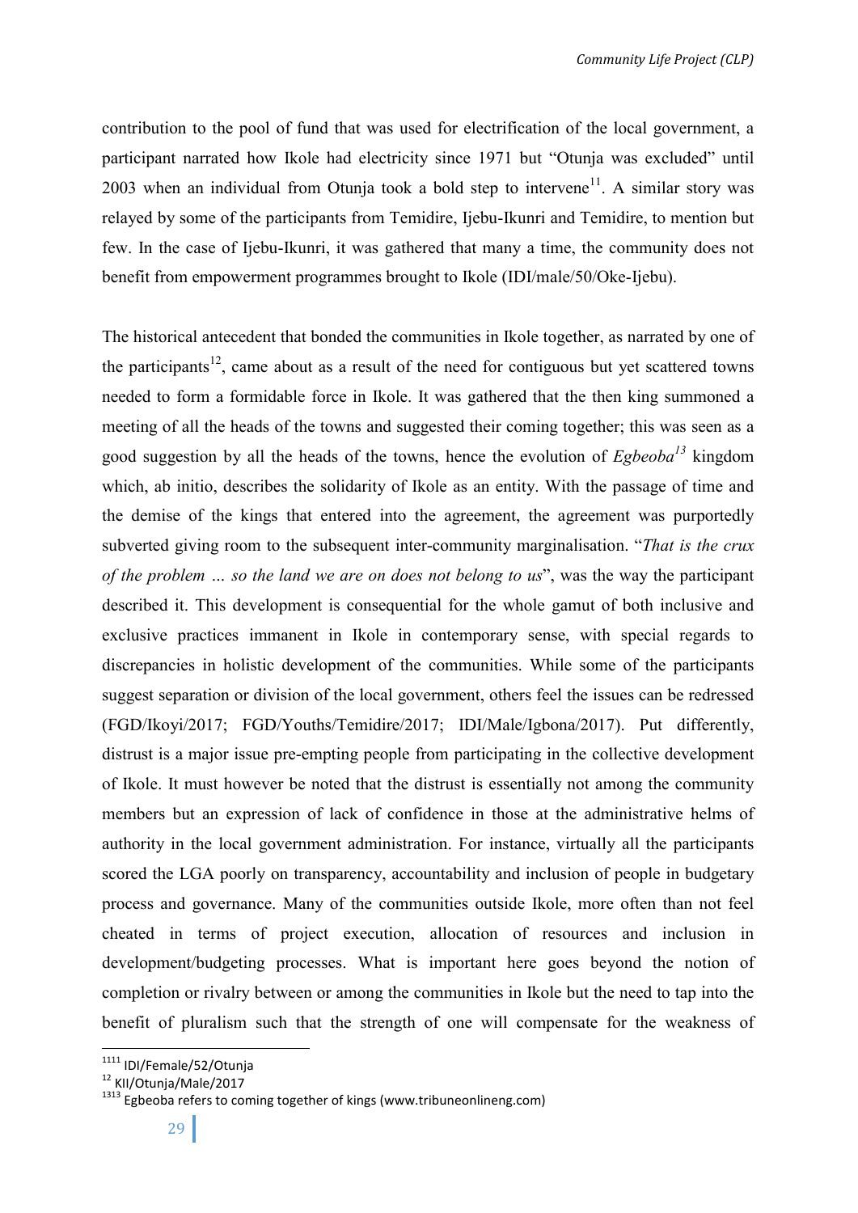contribution to the pool of fund that was used for electrification of the local government, a participant narrated how Ikole had electricity since 1971 but "Otunja was excluded" until 2003 when an individual from Otunja took a bold step to intervene[11]. A similar story was relayed by some of the participants from Temidire, Ijebu-Ikunri and Temidire, to mention but few. In the case of Ijebu-Ikunri, it was gathered that many a time, the community does not benefit from empowerment programmes brought to Ikole (IDI/male/50/Oke-Ijebu).

The historical antecedent that bonded the communities in Ikole together, as narrated by one of the participants[12], came about as a result of the need for contiguous but yet scattered towns needed to form a formidable force in Ikole. It was gathered that the then king summoned a meeting of all the heads of the towns and suggested their coming together; this was seen as a good suggestion by all the heads of the towns, hence the evolution of *Egbeoba*[13] kingdom which, ab initio, describes the solidarity of Ikole as an entity. With the passage of time and the demise of the kings that entered into the agreement, the agreement was purportedly subverted giving room to the subsequent inter-community marginalisation. "*That is the crux of the problem … so the land we are on does not belong to us*", was the way the participant described it. This development is consequential for the whole gamut of both inclusive and exclusive practices immanent in Ikole in contemporary sense, with special regards to discrepancies in holistic development of the communities. While some of the participants suggest separation or division of the local government, others feel the issues can be redressed (FGD/Ikoyi/2017; FGD/Youths/Temidire/2017; IDI/Male/Igbona/2017). Put differently, distrust is a major issue pre-empting people from participating in the collective development of Ikole. It must however be noted that the distrust is essentially not among the community members but an expression of lack of confidence in those at the administrative helms of authority in the local government administration. For instance, virtually all the participants scored the LGA poorly on transparency, accountability and inclusion of people in budgetary process and governance. Many of the communities outside Ikole, more often than not feel cheated in terms of project execution, allocation of resources and inclusion in development/budgeting processes. What is important here goes beyond the notion of completion or rivalry between or among the communities in Ikole but the need to tap into the benefit of pluralism such that the strength of one will compensate for the weakness of

---

[11] IDI/Female/52/Otunja

[12] KII/Otunja/Male/2017

[13] Egbeoba refers to coming together of kings (www.tribuneonlineng.com)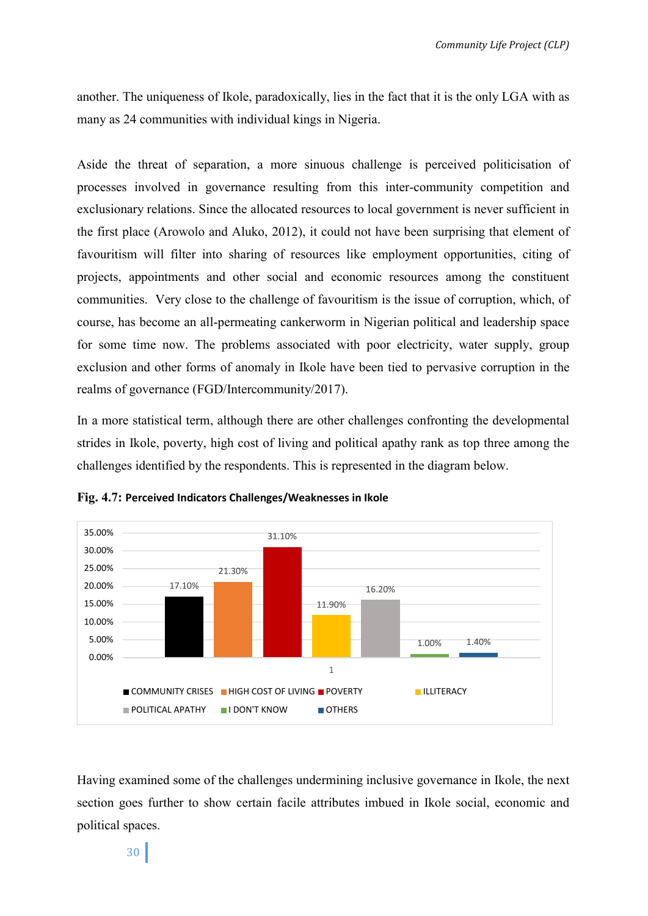another. The uniqueness of Ikole, paradoxically, lies in the fact that it is the only LGA with as many as 24 communities with individual kings in Nigeria.

Aside the threat of separation, a more sinuous challenge is perceived politicisation of processes involved in governance resulting from this inter-community competition and exclusionary relations. Since the allocated resources to local government is never sufficient in the first place (Arowolo and Aluko, 2012), it could not have been surprising that element of favouritism will filter into sharing of resources like employment opportunities, citing of projects, appointments and other social and economic resources among the constituent communities. Very close to the challenge of favouritism is the issue of corruption, which, of course, has become an all-permeating cankerworm in Nigerian political and leadership space for some time now. The problems associated with poor electricity, water supply, group exclusion and other forms of anomaly in Ikole have been tied to pervasive corruption in the realms of governance (FGD/Intercommunity/2017).

In a more statistical term, although there are other challenges confronting the developmental strides in Ikole, poverty, high cost of living and political apathy rank as top three among the challenges identified by the respondents. This is represented in the diagram below.

**Fig. 4.7: Perceived Indicators Challenges/Weaknesses in Ikole**

| Challenge | Percentage |
|---|---|
| COMMUNITY CRISES | 17.10% |
| HIGH COST OF LIVING | 21.30% |
| POVERTY | 31.10% |
| ILLITERACY | 11.90% |
| POLITICAL APATHY | 16.20% |
| I DON'T KNOW | 1.00% |
| OTHERS | 1.40% |

Having examined some of the challenges undermining inclusive governance in Ikole, the next section goes further to show certain facile attributes imbued in Ikole social, economic and political spaces.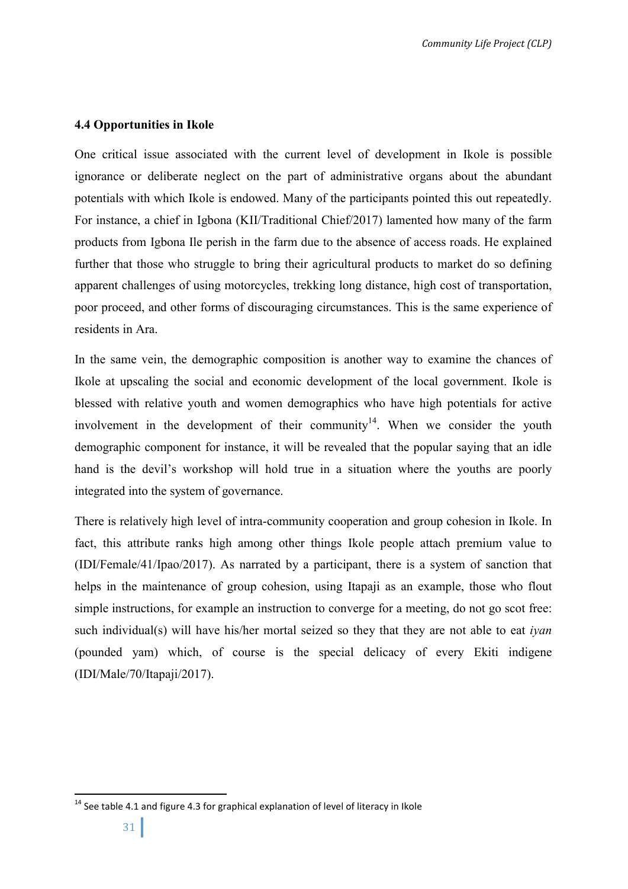### 4.4 Opportunities in Ikole

One critical issue associated with the current level of development in Ikole is possible ignorance or deliberate neglect on the part of administrative organs about the abundant potentials with which Ikole is endowed. Many of the participants pointed this out repeatedly. For instance, a chief in Igbona (KII/Traditional Chief/2017) lamented how many of the farm products from Igbona Ile perish in the farm due to the absence of access roads. He explained further that those who struggle to bring their agricultural products to market do so defining apparent challenges of using motorcycles, trekking long distance, high cost of transportation, poor proceed, and other forms of discouraging circumstances. This is the same experience of residents in Ara.

In the same vein, the demographic composition is another way to examine the chances of Ikole at upscaling the social and economic development of the local government. Ikole is blessed with relative youth and women demographics who have high potentials for active involvement in the development of their community[14]. When we consider the youth demographic component for instance, it will be revealed that the popular saying that an idle hand is the devil's workshop will hold true in a situation where the youths are poorly integrated into the system of governance.

There is relatively high level of intra-community cooperation and group cohesion in Ikole. In fact, this attribute ranks high among other things Ikole people attach premium value to (IDI/Female/41/Ipao/2017). As narrated by a participant, there is a system of sanction that helps in the maintenance of group cohesion, using Itapaji as an example, those who flout simple instructions, for example an instruction to converge for a meeting, do not go scot free: such individual(s) will have his/her mortal seized so they that they are not able to eat *iyan* (pounded yam) which, of course is the special delicacy of every Ekiti indigene (IDI/Male/70/Itapaji/2017).

[14] See table 4.1 and figure 4.3 for graphical explanation of level of literacy in Ikole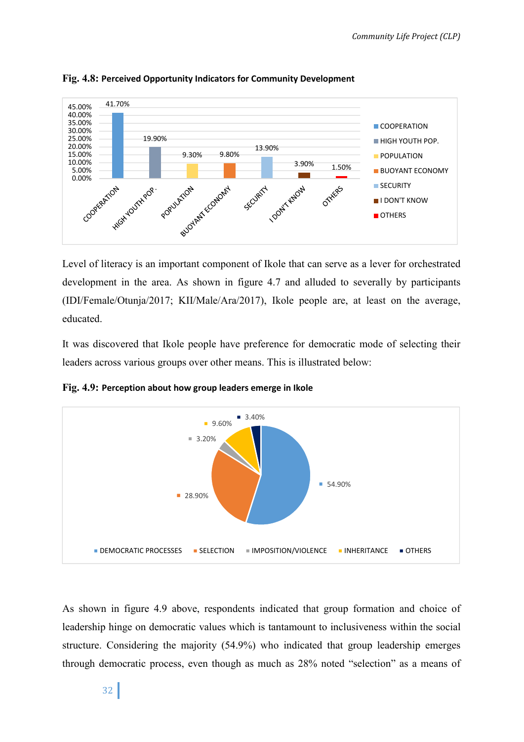**Fig. 4.8: Perceived Opportunity Indicators for Community Development**

| Indicator | Percentage |
|---|---|
| COOPERATION | 41.70% |
| HIGH YOUTH POP. | 19.90% |
| POPULATION | 9.30% |
| BUOYANT ECONOMY | 9.80% |
| SECURITY | 13.90% |
| I DON'T KNOW | 3.90% |
| OTHERS | 1.50% |

Level of literacy is an important component of Ikole that can serve as a lever for orchestrated development in the area. As shown in figure 4.7 and alluded to severally by participants (IDI/Female/Otunja/2017; KII/Male/Ara/2017), Ikole people are, at least on the average, educated.

It was discovered that Ikole people have preference for democratic mode of selecting their leaders across various groups over other means. This is illustrated below:

**Fig. 4.9: Perception about how group leaders emerge in Ikole**

| Means | Percentage |
|---|---|
| DEMOCRATIC PROCESSES | 54.90% |
| SELECTION | 28.90% |
| IMPOSITION/VIOLENCE | 3.20% |
| INHERITANCE | 9.60% |
| OTHERS | 3.40% |

As shown in figure 4.9 above, respondents indicated that group formation and choice of leadership hinge on democratic values which is tantamount to inclusiveness within the social structure. Considering the majority (54.9%) who indicated that group leadership emerges through democratic process, even though as much as 28% noted "selection" as a means of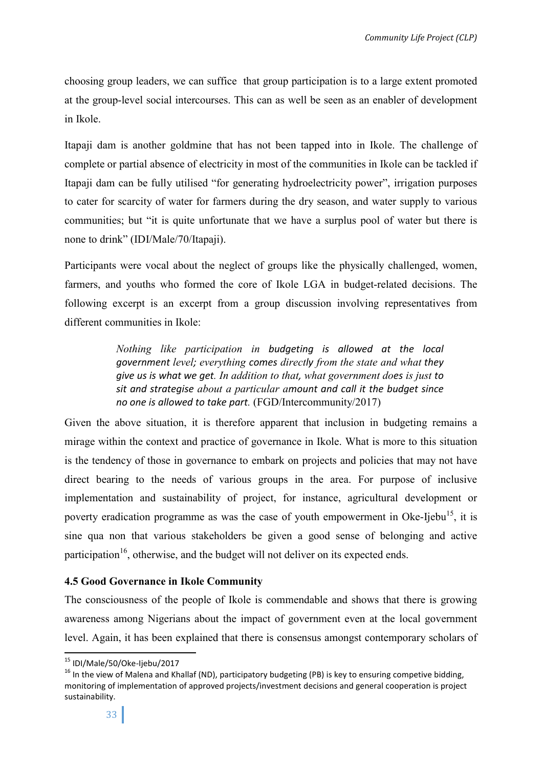choosing group leaders, we can suffice that group participation is to a large extent promoted at the group-level social intercourses. This can as well be seen as an enabler of development in Ikole.

Itapaji dam is another goldmine that has not been tapped into in Ikole. The challenge of complete or partial absence of electricity in most of the communities in Ikole can be tackled if Itapaji dam can be fully utilised "for generating hydroelectricity power", irrigation purposes to cater for scarcity of water for farmers during the dry season, and water supply to various communities; but "it is quite unfortunate that we have a surplus pool of water but there is none to drink" (IDI/Male/70/Itapaji).

Participants were vocal about the neglect of groups like the physically challenged, women, farmers, and youths who formed the core of Ikole LGA in budget-related decisions. The following excerpt is an excerpt from a group discussion involving representatives from different communities in Ikole:

> *Nothing like participation in budgeting is allowed at the local government level; everything comes directly from the state and what they give us is what we get. In addition to that, what government does is just to sit and strategise about a particular amount and call it the budget since no one is allowed to take part.* (FGD/Intercommunity/2017)

Given the above situation, it is therefore apparent that inclusion in budgeting remains a mirage within the context and practice of governance in Ikole. What is more to this situation is the tendency of those in governance to embark on projects and policies that may not have direct bearing to the needs of various groups in the area. For purpose of inclusive implementation and sustainability of project, for instance, agricultural development or poverty eradication programme as was the case of youth empowerment in Oke-Ijebu[15], it is sine qua non that various stakeholders be given a good sense of belonging and active participation[16], otherwise, and the budget will not deliver on its expected ends.

### 4.5 Good Governance in Ikole Community

The consciousness of the people of Ikole is commendable and shows that there is growing awareness among Nigerians about the impact of government even at the local government level. Again, it has been explained that there is consensus amongst contemporary scholars of

---

[15] IDI/Male/50/Oke-Ijebu/2017

[16] In the view of Malena and Khallaf (ND), participatory budgeting (PB) is key to ensuring competive bidding, monitoring of implementation of approved projects/investment decisions and general cooperation is project sustainability.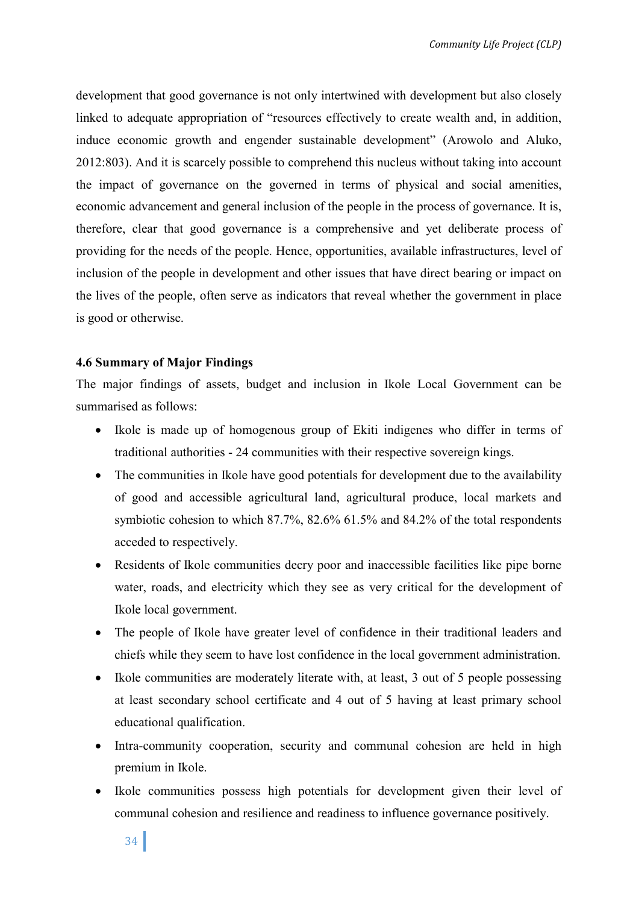development that good governance is not only intertwined with development but also closely linked to adequate appropriation of "resources effectively to create wealth and, in addition, induce economic growth and engender sustainable development" (Arowolo and Aluko, 2012:803). And it is scarcely possible to comprehend this nucleus without taking into account the impact of governance on the governed in terms of physical and social amenities, economic advancement and general inclusion of the people in the process of governance. It is, therefore, clear that good governance is a comprehensive and yet deliberate process of providing for the needs of the people. Hence, opportunities, available infrastructures, level of inclusion of the people in development and other issues that have direct bearing or impact on the lives of the people, often serve as indicators that reveal whether the government in place is good or otherwise.

### 4.6 Summary of Major Findings

The major findings of assets, budget and inclusion in Ikole Local Government can be summarised as follows:

- Ikole is made up of homogenous group of Ekiti indigenes who differ in terms of traditional authorities - 24 communities with their respective sovereign kings.
- The communities in Ikole have good potentials for development due to the availability of good and accessible agricultural land, agricultural produce, local markets and symbiotic cohesion to which 87.7%, 82.6% 61.5% and 84.2% of the total respondents acceded to respectively.
- Residents of Ikole communities decry poor and inaccessible facilities like pipe borne water, roads, and electricity which they see as very critical for the development of Ikole local government.
- The people of Ikole have greater level of confidence in their traditional leaders and chiefs while they seem to have lost confidence in the local government administration.
- Ikole communities are moderately literate with, at least, 3 out of 5 people possessing at least secondary school certificate and 4 out of 5 having at least primary school educational qualification.
- Intra-community cooperation, security and communal cohesion are held in high premium in Ikole.
- Ikole communities possess high potentials for development given their level of communal cohesion and resilience and readiness to influence governance positively.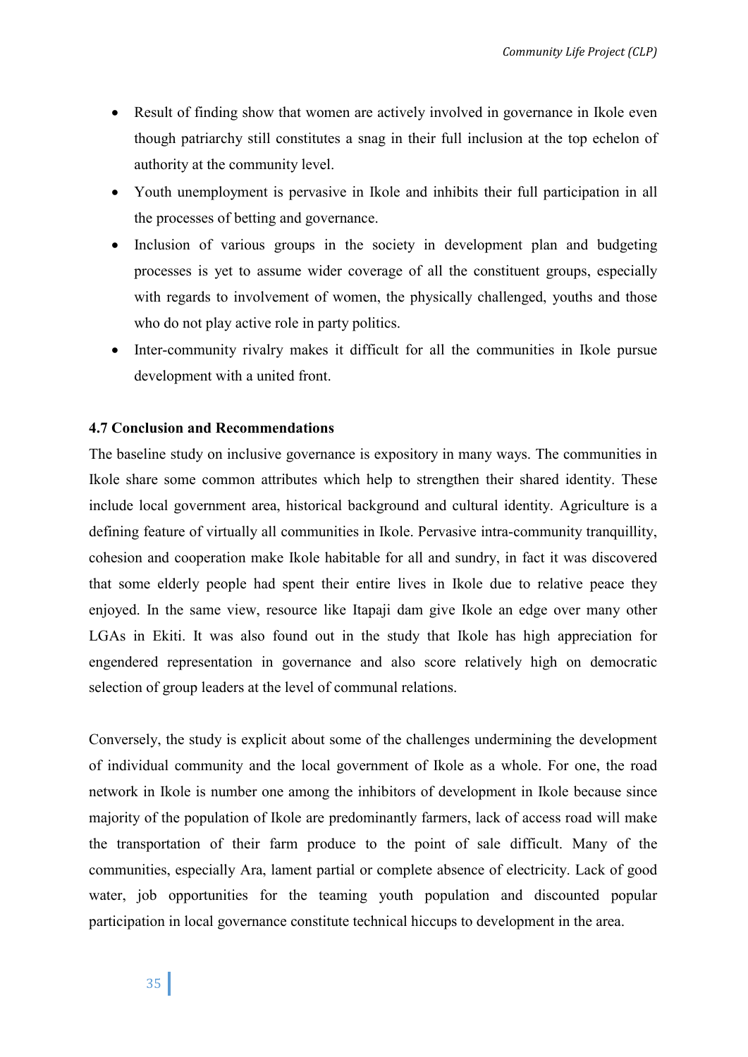- Result of finding show that women are actively involved in governance in Ikole even though patriarchy still constitutes a snag in their full inclusion at the top echelon of authority at the community level.
- Youth unemployment is pervasive in Ikole and inhibits their full participation in all the processes of betting and governance.
- Inclusion of various groups in the society in development plan and budgeting processes is yet to assume wider coverage of all the constituent groups, especially with regards to involvement of women, the physically challenged, youths and those who do not play active role in party politics.
- Inter-community rivalry makes it difficult for all the communities in Ikole pursue development with a united front.

### 4.7 Conclusion and Recommendations

The baseline study on inclusive governance is expository in many ways. The communities in Ikole share some common attributes which help to strengthen their shared identity. These include local government area, historical background and cultural identity. Agriculture is a defining feature of virtually all communities in Ikole. Pervasive intra-community tranquillity, cohesion and cooperation make Ikole habitable for all and sundry, in fact it was discovered that some elderly people had spent their entire lives in Ikole due to relative peace they enjoyed. In the same view, resource like Itapaji dam give Ikole an edge over many other LGAs in Ekiti. It was also found out in the study that Ikole has high appreciation for engendered representation in governance and also score relatively high on democratic selection of group leaders at the level of communal relations.

Conversely, the study is explicit about some of the challenges undermining the development of individual community and the local government of Ikole as a whole. For one, the road network in Ikole is number one among the inhibitors of development in Ikole because since majority of the population of Ikole are predominantly farmers, lack of access road will make the transportation of their farm produce to the point of sale difficult. Many of the communities, especially Ara, lament partial or complete absence of electricity. Lack of good water, job opportunities for the teaming youth population and discounted popular participation in local governance constitute technical hiccups to development in the area.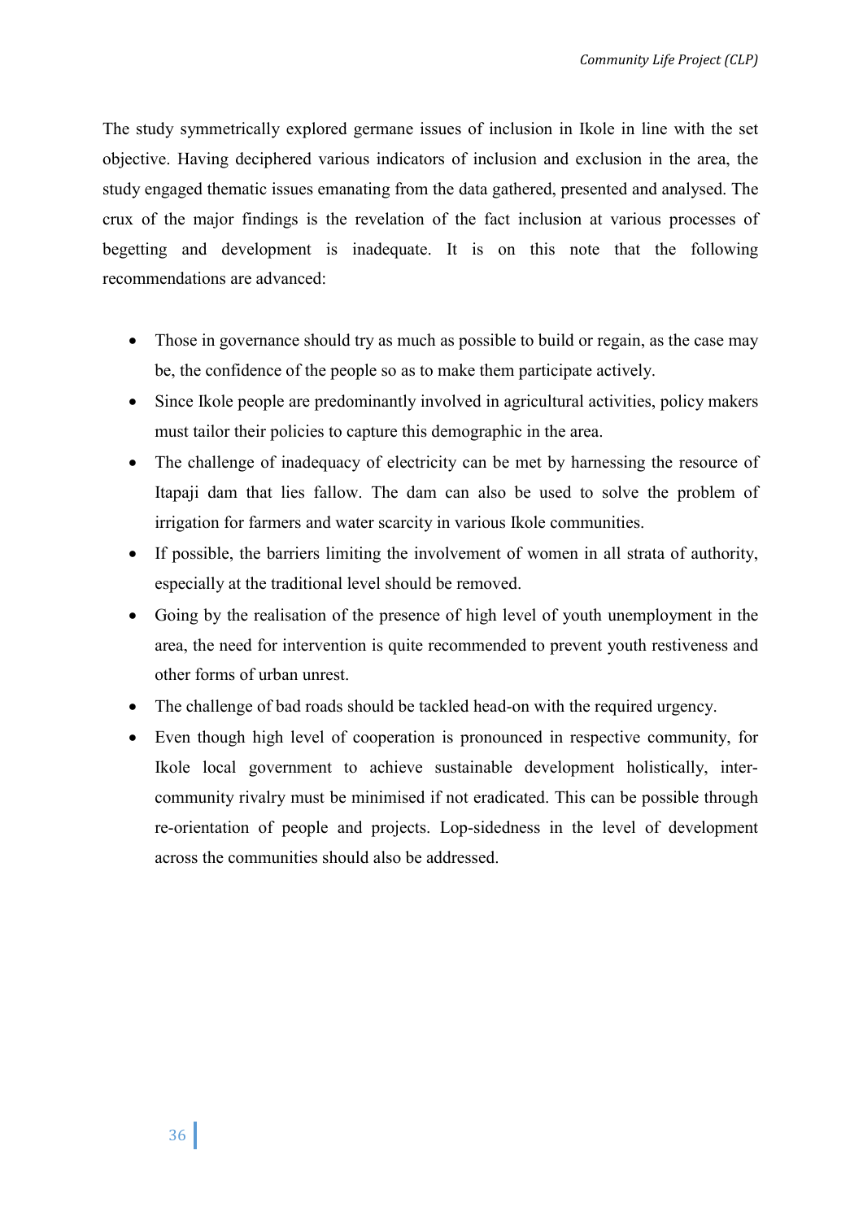The study symmetrically explored germane issues of inclusion in Ikole in line with the set objective. Having deciphered various indicators of inclusion and exclusion in the area, the study engaged thematic issues emanating from the data gathered, presented and analysed. The crux of the major findings is the revelation of the fact inclusion at various processes of begetting and development is inadequate. It is on this note that the following recommendations are advanced:

- Those in governance should try as much as possible to build or regain, as the case may be, the confidence of the people so as to make them participate actively.
- Since Ikole people are predominantly involved in agricultural activities, policy makers must tailor their policies to capture this demographic in the area.
- The challenge of inadequacy of electricity can be met by harnessing the resource of Itapaji dam that lies fallow. The dam can also be used to solve the problem of irrigation for farmers and water scarcity in various Ikole communities.
- If possible, the barriers limiting the involvement of women in all strata of authority, especially at the traditional level should be removed.
- Going by the realisation of the presence of high level of youth unemployment in the area, the need for intervention is quite recommended to prevent youth restiveness and other forms of urban unrest.
- The challenge of bad roads should be tackled head-on with the required urgency.
- Even though high level of cooperation is pronounced in respective community, for Ikole local government to achieve sustainable development holistically, inter-community rivalry must be minimised if not eradicated. This can be possible through re-orientation of people and projects. Lop-sidedness in the level of development across the communities should also be addressed.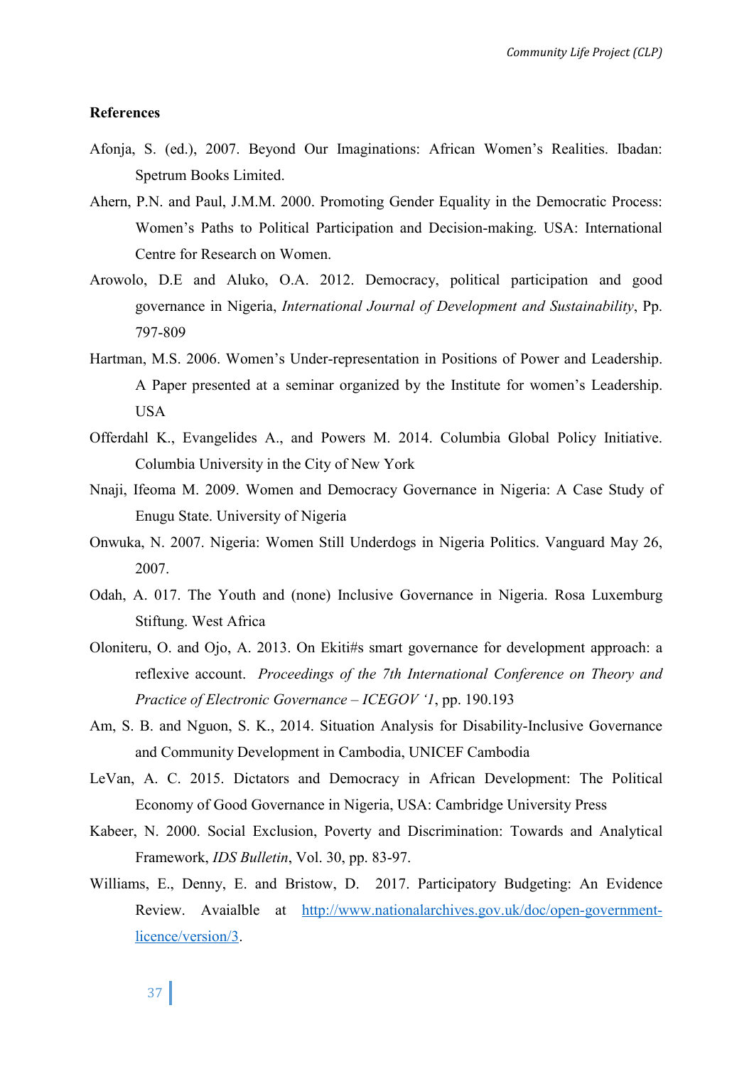**References**

Afonja, S. (ed.), 2007. Beyond Our Imaginations: African Women's Realities. Ibadan: Spetrum Books Limited.

Ahern, P.N. and Paul, J.M.M. 2000. Promoting Gender Equality in the Democratic Process: Women's Paths to Political Participation and Decision-making. USA: International Centre for Research on Women.

Arowolo, D.E and Aluko, O.A. 2012. Democracy, political participation and good governance in Nigeria, *International Journal of Development and Sustainability*, Pp. 797-809

Hartman, M.S. 2006. Women's Under-representation in Positions of Power and Leadership. A Paper presented at a seminar organized by the Institute for women's Leadership. USA

Offerdahl K., Evangelides A., and Powers M. 2014. Columbia Global Policy Initiative. Columbia University in the City of New York

Nnaji, Ifeoma M. 2009. Women and Democracy Governance in Nigeria: A Case Study of Enugu State. University of Nigeria

Onwuka, N. 2007. Nigeria: Women Still Underdogs in Nigeria Politics. Vanguard May 26, 2007.

Odah, A. 017. The Youth and (none) Inclusive Governance in Nigeria. Rosa Luxemburg Stiftung. West Africa

Oloniteru, O. and Ojo, A. 2013. On Ekiti#s smart governance for development approach: a reflexive account. *Proceedings of the 7th International Conference on Theory and Practice of Electronic Governance – ICEGOV '1*, pp. 190.193

Am, S. B. and Nguon, S. K., 2014. Situation Analysis for Disability-Inclusive Governance and Community Development in Cambodia, UNICEF Cambodia

LeVan, A. C. 2015. Dictators and Democracy in African Development: The Political Economy of Good Governance in Nigeria, USA: Cambridge University Press

Kabeer, N. 2000. Social Exclusion, Poverty and Discrimination: Towards and Analytical Framework, *IDS Bulletin*, Vol. 30, pp. 83-97.

Williams, E., Denny, E. and Bristow, D. 2017. Participatory Budgeting: An Evidence Review. Avaialble at [http://www.nationalarchives.gov.uk/doc/open-government-licence/version/3](http://www.nationalarchives.gov.uk/doc/open-government-licence/version/3).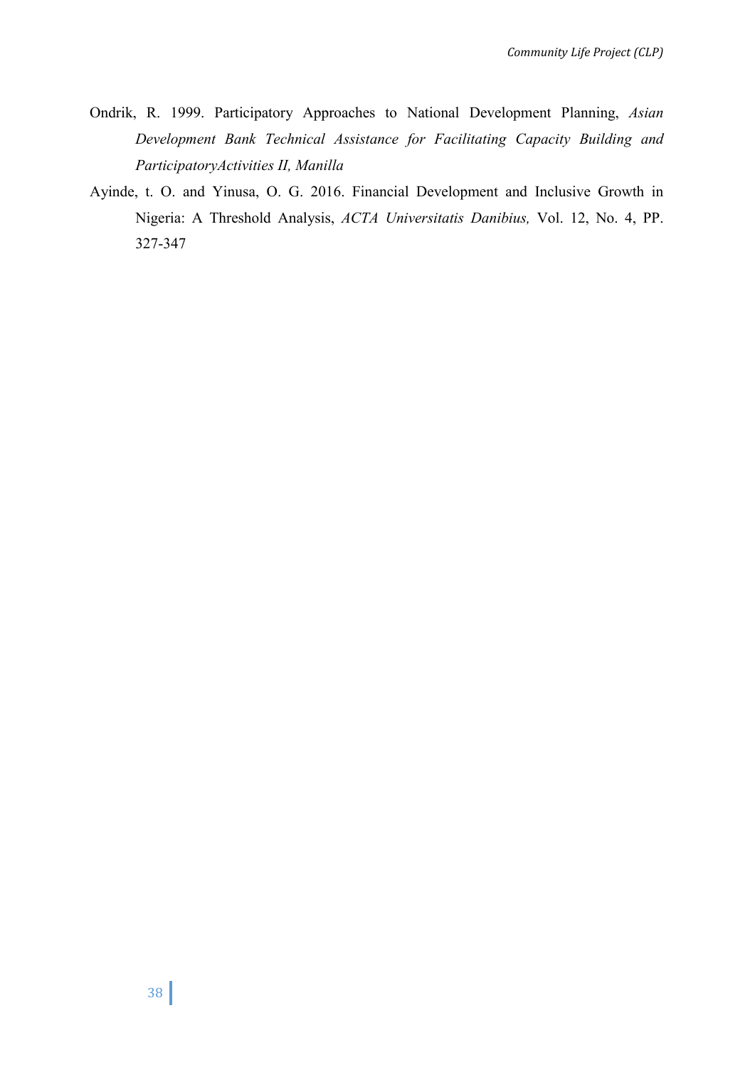Ondrik, R. 1999. Participatory Approaches to National Development Planning, *Asian Development Bank Technical Assistance for Facilitating Capacity Building and ParticipatoryActivities II, Manilla*

Ayinde, t. O. and Yinusa, O. G. 2016. Financial Development and Inclusive Growth in Nigeria: A Threshold Analysis, *ACTA Universitatis Danibius,* Vol. 12, No. 4, PP. 327-347